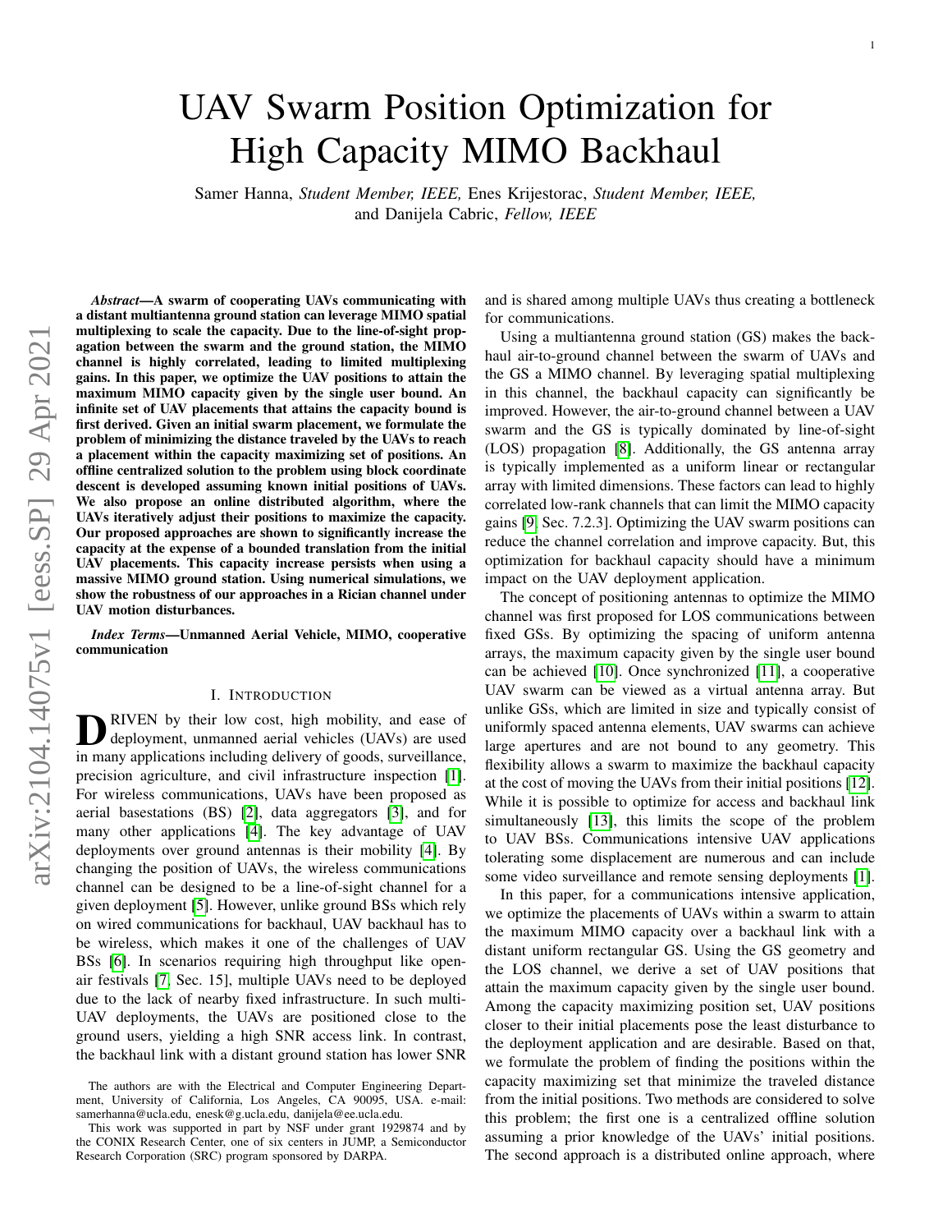# UAV Swarm Position Optimization for High Capacity MIMO Backhaul

Samer Hanna, *Student Member, IEEE,* Enes Krijestorac, *Student Member, IEEE,* and Danijela Cabric, *Fellow, IEEE*

***Abstract*—A swarm of cooperating UAVs communicating with a distant multiantenna ground station can leverage MIMO spatial multiplexing to scale the capacity. Due to the line-of-sight propagation between the swarm and the ground station, the MIMO channel is highly correlated, leading to limited multiplexing gains. In this paper, we optimize the UAV positions to attain the maximum MIMO capacity given by the single user bound. An infinite set of UAV placements that attains the capacity bound is first derived. Given an initial swarm placement, we formulate the problem of minimizing the distance traveled by the UAVs to reach a placement within the capacity maximizing set of positions. An offline centralized solution to the problem using block coordinate descent is developed assuming known initial positions of UAVs. We also propose an online distributed algorithm, where the UAVs iteratively adjust their positions to maximize the capacity. Our proposed approaches are shown to significantly increase the capacity at the expense of a bounded translation from the initial UAV placements. This capacity increase persists when using a massive MIMO ground station. Using numerical simulations, we show the robustness of our approaches in a Rician channel under UAV motion disturbances.**

***Index Terms*—Unmanned Aerial Vehicle, MIMO, cooperative communication**

## I. Introduction

Driven by their low cost, high mobility, and ease of deployment, unmanned aerial vehicles (UAVs) are used in many applications including delivery of goods, surveillance, precision agriculture, and civil infrastructure inspection [1]. For wireless communications, UAVs have been proposed as aerial basestations (BS) [2], data aggregators [3], and for many other applications [4]. The key advantage of UAV deployments over ground antennas is their mobility [4]. By changing the position of UAVs, the wireless communications channel can be designed to be a line-of-sight channel for a given deployment [5]. However, unlike ground BSs which rely on wired communications for backhaul, UAV backhaul has to be wireless, which makes it one of the challenges of UAV BSs [6]. In scenarios requiring high throughput like open-air festivals [7, Sec. 15], multiple UAVs need to be deployed due to the lack of nearby fixed infrastructure. In such multi-UAV deployments, the UAVs are positioned close to the ground users, yielding a high SNR access link. In contrast, the backhaul link with a distant ground station has lower SNR and is shared among multiple UAVs thus creating a bottleneck for communications.

Using a multiantenna ground station (GS) makes the backhaul air-to-ground channel between the swarm of UAVs and the GS a MIMO channel. By leveraging spatial multiplexing in this channel, the backhaul capacity can significantly be improved. However, the air-to-ground channel between a UAV swarm and the GS is typically dominated by line-of-sight (LOS) propagation [8]. Additionally, the GS antenna array is typically implemented as a uniform linear or rectangular array with limited dimensions. These factors can lead to highly correlated low-rank channels that can limit the MIMO capacity gains [9, Sec. 7.2.3]. Optimizing the UAV swarm positions can reduce the channel correlation and improve capacity. But, this optimization for backhaul capacity should have a minimum impact on the UAV deployment application.

The concept of positioning antennas to optimize the MIMO channel was first proposed for LOS communications between fixed GSs. By optimizing the spacing of uniform antenna arrays, the maximum capacity given by the single user bound can be achieved [10]. Once synchronized [11], a cooperative UAV swarm can be viewed as a virtual antenna array. But unlike GSs, which are limited in size and typically consist of uniformly spaced antenna elements, UAV swarms can achieve large apertures and are not bound to any geometry. This flexibility allows a swarm to maximize the backhaul capacity at the cost of moving the UAVs from their initial positions [12]. While it is possible to optimize for access and backhaul link simultaneously [13], this limits the scope of the problem to UAV BSs. Communications intensive UAV applications tolerating some displacement are numerous and can include some video surveillance and remote sensing deployments [1].

In this paper, for a communications intensive application, we optimize the placements of UAVs within a swarm to attain the maximum MIMO capacity over a backhaul link with a distant uniform rectangular GS. Using the GS geometry and the LOS channel, we derive a set of UAV positions that attain the maximum capacity given by the single user bound. Among the capacity maximizing position set, UAV positions closer to their initial placements pose the least disturbance to the deployment application and are desirable. Based on that, we formulate the problem of finding the positions within the capacity maximizing set that minimize the traveled distance from the initial positions. Two methods are considered to solve this problem; the first one is a centralized offline solution assuming a prior knowledge of the UAVs' initial positions. The second approach is a distributed online approach, where

The authors are with the Electrical and Computer Engineering Department, University of California, Los Angeles, CA 90095, USA. e-mail: samerhanna@ucla.edu, enesk@g.ucla.edu, danijela@ee.ucla.edu.

This work was supported in part by NSF under grant 1929874 and by the CONIX Research Center, one of six centers in JUMP, a Semiconductor Research Corporation (SRC) program sponsored by DARPA.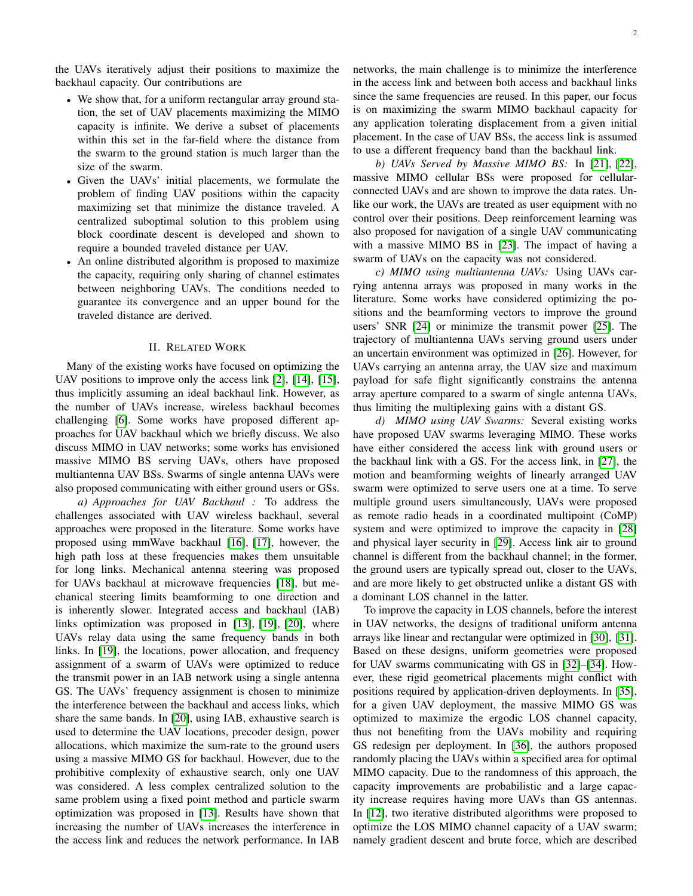the UAVs iteratively adjust their positions to maximize the backhaul capacity. Our contributions are

- We show that, for a uniform rectangular array ground station, the set of UAV placements maximizing the MIMO capacity is infinite. We derive a subset of placements within this set in the far-field where the distance from the swarm to the ground station is much larger than the size of the swarm.
- Given the UAVs' initial placements, we formulate the problem of finding UAV positions within the capacity maximizing set that minimize the distance traveled. A centralized suboptimal solution to this problem using block coordinate descent is developed and shown to require a bounded traveled distance per UAV.
- An online distributed algorithm is proposed to maximize the capacity, requiring only sharing of channel estimates between neighboring UAVs. The conditions needed to guarantee its convergence and an upper bound for the traveled distance are derived.

## II. Related Work

Many of the existing works have focused on optimizing the UAV positions to improve only the access link [2], [14], [15], thus implicitly assuming an ideal backhaul link. However, as the number of UAVs increase, wireless backhaul becomes challenging [6]. Some works have proposed different approaches for UAV backhaul which we briefly discuss. We also discuss MIMO in UAV networks; some works has envisioned massive MIMO BS serving UAVs, others have proposed multiantenna UAV BSs. Swarms of single antenna UAVs were also proposed communicating with either ground users or GSs.

*a) Approaches for UAV Backhaul :* To address the challenges associated with UAV wireless backhaul, several approaches were proposed in the literature. Some works have proposed using mmWave backhaul [16], [17], however, the high path loss at these frequencies makes them unsuitable for long links. Mechanical antenna steering was proposed for UAVs backhaul at microwave frequencies [18], but mechanical steering limits beamforming to one direction and is inherently slower. Integrated access and backhaul (IAB) links optimization was proposed in [13], [19], [20], where UAVs relay data using the same frequency bands in both links. In [19], the locations, power allocation, and frequency assignment of a swarm of UAVs were optimized to reduce the transmit power in an IAB network using a single antenna GS. The UAVs' frequency assignment is chosen to minimize the interference between the backhaul and access links, which share the same bands. In [20], using IAB, exhaustive search is used to determine the UAV locations, precoder design, power allocations, which maximize the sum-rate to the ground users using a massive MIMO GS for backhaul. However, due to the prohibitive complexity of exhaustive search, only one UAV was considered. A less complex centralized solution to the same problem using a fixed point method and particle swarm optimization was proposed in [13]. Results have shown that increasing the number of UAVs increases the interference in the access link and reduces the network performance. In IAB networks, the main challenge is to minimize the interference in the access link and between both access and backhaul links since the same frequencies are reused. In this paper, our focus is on maximizing the swarm MIMO backhaul capacity for any application tolerating displacement from a given initial placement. In the case of UAV BSs, the access link is assumed to use a different frequency band than the backhaul link.

*b) UAVs Served by Massive MIMO BS:* In [21], [22], massive MIMO cellular BSs were proposed for cellular-connected UAVs and are shown to improve the data rates. Unlike our work, the UAVs are treated as user equipment with no control over their positions. Deep reinforcement learning was also proposed for navigation of a single UAV communicating with a massive MIMO BS in [23]. The impact of having a swarm of UAVs on the capacity was not considered.

*c) MIMO using multiantenna UAVs:* Using UAVs carrying antenna arrays was proposed in many works in the literature. Some works have considered optimizing the positions and the beamforming vectors to improve the ground users' SNR [24] or minimize the transmit power [25]. The trajectory of multiantenna UAVs serving ground users under an uncertain environment was optimized in [26]. However, for UAVs carrying an antenna array, the UAV size and maximum payload for safe flight significantly constrains the antenna array aperture compared to a swarm of single antenna UAVs, thus limiting the multiplexing gains with a distant GS.

*d) MIMO using UAV Swarms:* Several existing works have proposed UAV swarms leveraging MIMO. These works have either considered the access link with ground users or the backhaul link with a GS. For the access link, in [27], the motion and beamforming weights of linearly arranged UAV swarm were optimized to serve users one at a time. To serve multiple ground users simultaneously, UAVs were proposed as remote radio heads in a coordinated multipoint (CoMP) system and were optimized to improve the capacity in [28] and physical layer security in [29]. Access link air to ground channel is different from the backhaul channel; in the former, the ground users are typically spread out, closer to the UAVs, and are more likely to get obstructed unlike a distant GS with a dominant LOS channel in the latter.

To improve the capacity in LOS channels, before the interest in UAV networks, the designs of traditional uniform antenna arrays like linear and rectangular were optimized in [30], [31]. Based on these designs, uniform geometries were proposed for UAV swarms communicating with GS in [32]–[34]. However, these rigid geometrical placements might conflict with positions required by application-driven deployments. In [35], for a given UAV deployment, the massive MIMO GS was optimized to maximize the ergodic LOS channel capacity, thus not benefiting from the UAVs mobility and requiring GS redesign per deployment. In [36], the authors proposed randomly placing the UAVs within a specified area for optimal MIMO capacity. Due to the randomness of this approach, the capacity improvements are probabilistic and a large capacity increase requires having more UAVs than GS antennas. In [12], two iterative distributed algorithms were proposed to optimize the LOS MIMO channel capacity of a UAV swarm; namely gradient descent and brute force, which are described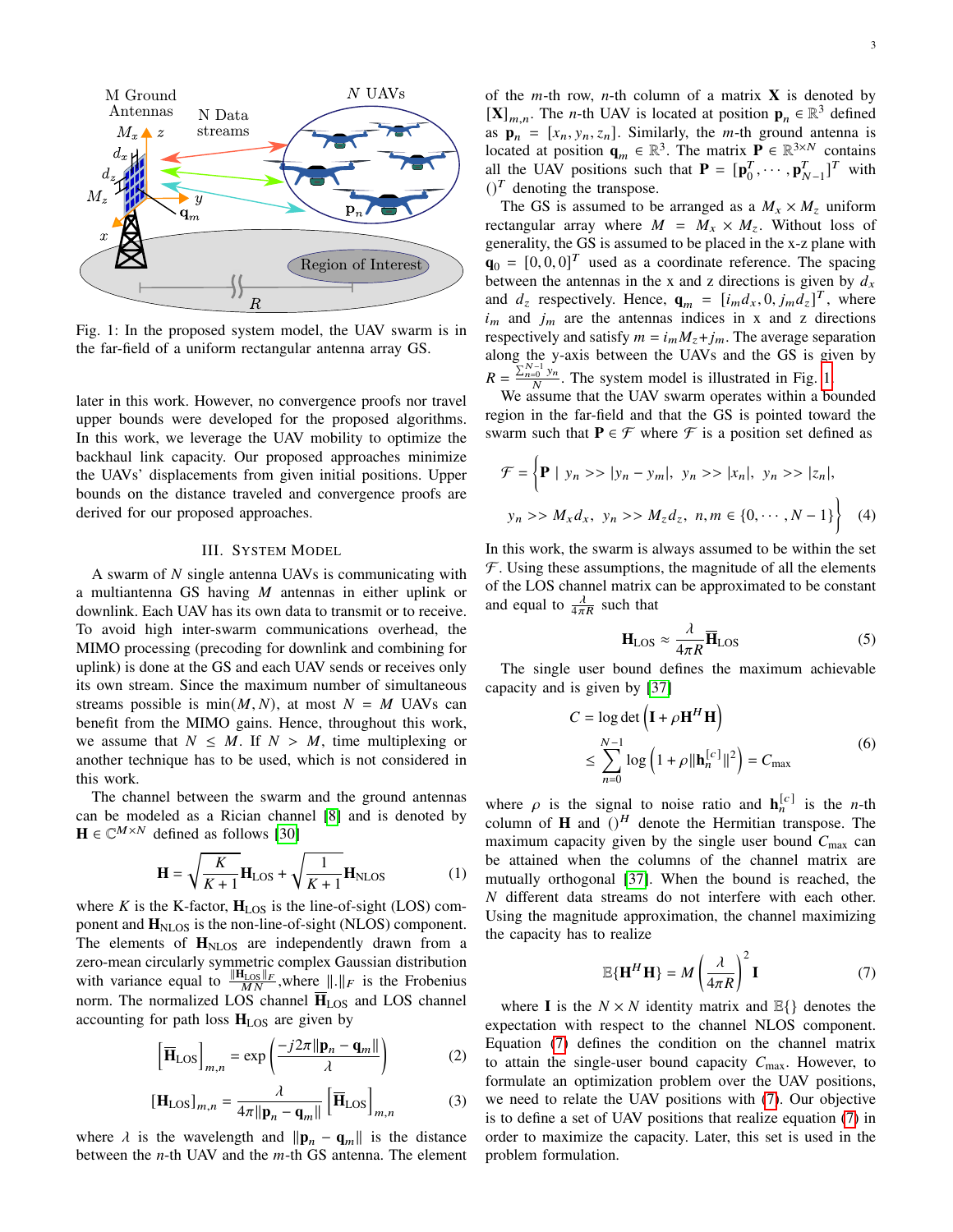Fig. 1: In the proposed system model, the UAV swarm is in the far-field of a uniform rectangular antenna array GS.

later in this work. However, no convergence proofs nor travel upper bounds were developed for the proposed algorithms. In this work, we leverage the UAV mobility to optimize the backhaul link capacity. Our proposed approaches minimize the UAVs' displacements from given initial positions. Upper bounds on the distance traveled and convergence proofs are derived for our proposed approaches.

## III. System Model

A swarm of $N$ single antenna UAVs is communicating with a multiantenna GS having $M$ antennas in either uplink or downlink. Each UAV has its own data to transmit or to receive. To avoid high inter-swarm communications overhead, the MIMO processing (precoding for downlink and combining for uplink) is done at the GS and each UAV sends or receives only its own stream. Since the maximum number of simultaneous streams possible is $\min(M, N)$, at most $N = M$ UAVs can benefit from the MIMO gains. Hence, throughout this work, we assume that $N \leq M$. If $N > M$, time multiplexing or another technique has to be used, which is not considered in this work.

The channel between the swarm and the ground antennas can be modeled as a Rician channel [8] and is denoted by $\mathbf{H} \in \mathbb{C}^{M \times N}$ defined as follows [30]

$$\mathbf{H} = \sqrt{\frac{K}{K+1}}\mathbf{H}_{\text{LOS}} + \sqrt{\frac{1}{K+1}}\mathbf{H}_{\text{NLOS}} \tag{1}$$

where $K$ is the K-factor, $\mathbf{H}_{\text{LOS}}$ is the line-of-sight (LOS) component and $\mathbf{H}_{\text{NLOS}}$ is the non-line-of-sight (NLOS) component. The elements of $\mathbf{H}_{\text{NLOS}}$ are independently drawn from a zero-mean circularly symmetric complex Gaussian distribution with variance equal to $\frac{\|\mathbf{H}_{\text{LOS}}\|_F}{MN}$,where $\|.\|_F$ is the Frobenius norm. The normalized LOS channel $\overline{\mathbf{H}}_{\text{LOS}}$ and LOS channel accounting for path loss $\mathbf{H}_{\text{LOS}}$ are given by

$$\left[\overline{\mathbf{H}}_{\text{LOS}}\right]_{m,n} = \exp\left(\frac{-j2\pi\|\mathbf{p}_n - \mathbf{q}_m\|}{\lambda}\right) \tag{2}$$

$$\left[\mathbf{H}_{\text{LOS}}\right]_{m,n} = \frac{\lambda}{4\pi\|\mathbf{p}_n - \mathbf{q}_m\|}\left[\overline{\mathbf{H}}_{\text{LOS}}\right]_{m,n} \tag{3}$$

where $\lambda$ is the wavelength and $\|\mathbf{p}_n - \mathbf{q}_m\|$ is the distance between the $n$-th UAV and the $m$-th GS antenna. The element of the $m$-th row, $n$-th column of a matrix $\mathbf{X}$ is denoted by $[\mathbf{X}]_{m,n}$. The $n$-th UAV is located at position $\mathbf{p}_n \in \mathbb{R}^3$ defined as $\mathbf{p}_n = [x_n, y_n, z_n]$. Similarly, the $m$-th ground antenna is located at position $\mathbf{q}_m \in \mathbb{R}^3$. The matrix $\mathbf{P} \in \mathbb{R}^{3 \times N}$ contains all the UAV positions such that $\mathbf{P} = [\mathbf{p}_0^T, \cdots, \mathbf{p}_{N-1}^T]^T$ with $()^T$ denoting the transpose.

The GS is assumed to be arranged as a $M_x \times M_z$ uniform rectangular array where $M = M_x \times M_z$. Without loss of generality, the GS is assumed to be placed in the x-z plane with $\mathbf{q}_0 = [0, 0, 0]^T$ used as a coordinate reference. The spacing between the antennas in the x and z directions is given by $d_x$ and $d_z$ respectively. Hence, $\mathbf{q}_m = [i_m d_x, 0, j_m d_z]^T$, where $i_m$ and $j_m$ are the antennas indices in x and z directions respectively and satisfy $m = i_m M_z + j_m$. The average separation along the y-axis between the UAVs and the GS is given by $R = \frac{\sum_{n=0}^{N-1} y_n}{N}$. The system model is illustrated in Fig. 1.

We assume that the UAV swarm operates within a bounded region in the far-field and that the GS is pointed toward the swarm such that $\mathbf{P} \in \mathcal{F}$ where $\mathcal{F}$ is a position set defined as

$$\mathcal{F} = \Big\{\mathbf{P} \mid y_n >> |y_n - y_m|,\ y_n >> |x_n|,\ y_n >> |z_n|,$$
$$y_n >> M_x d_x,\ y_n >> M_z d_z,\ n, m \in \{0, \cdots, N-1\}\Big\} \tag{4}$$

In this work, the swarm is always assumed to be within the set $\mathcal{F}$. Using these assumptions, the magnitude of all the elements of the LOS channel matrix can be approximated to be constant and equal to $\frac{\lambda}{4\pi R}$ such that

$$\mathbf{H}_{\text{LOS}} \approx \frac{\lambda}{4\pi R}\overline{\mathbf{H}}_{\text{LOS}} \tag{5}$$

The single user bound defines the maximum achievable capacity and is given by [37]

$$\begin{aligned} C &= \log\det\left(\mathbf{I} + \rho\mathbf{H}^H\mathbf{H}\right) \\ &\leq \sum_{n=0}^{N-1}\log\left(1 + \rho\|\mathbf{h}_n^{[c]}\|^2\right) = C_{\max} \end{aligned} \tag{6}$$

where $\rho$ is the signal to noise ratio and $\mathbf{h}_n^{[c]}$ is the $n$-th column of $\mathbf{H}$ and $()^H$ denote the Hermitian transpose. The maximum capacity given by the single user bound $C_{\max}$ can be attained when the columns of the channel matrix are mutually orthogonal [37]. When the bound is reached, the $N$ different data streams do not interfere with each other. Using the magnitude approximation, the channel maximizing the capacity has to realize

$$\mathbb{E}\{\mathbf{H}^H\mathbf{H}\} = M\left(\frac{\lambda}{4\pi R}\right)^2\mathbf{I} \tag{7}$$

where $\mathbf{I}$ is the $N \times N$ identity matrix and $\mathbb{E}\{\}$ denotes the expectation with respect to the channel NLOS component. Equation (7) defines the condition on the channel matrix to attain the single-user bound capacity $C_{\max}$. However, to formulate an optimization problem over the UAV positions, we need to relate the UAV positions with (7). Our objective is to define a set of UAV positions that realize equation (7) in order to maximize the capacity. Later, this set is used in the problem formulation.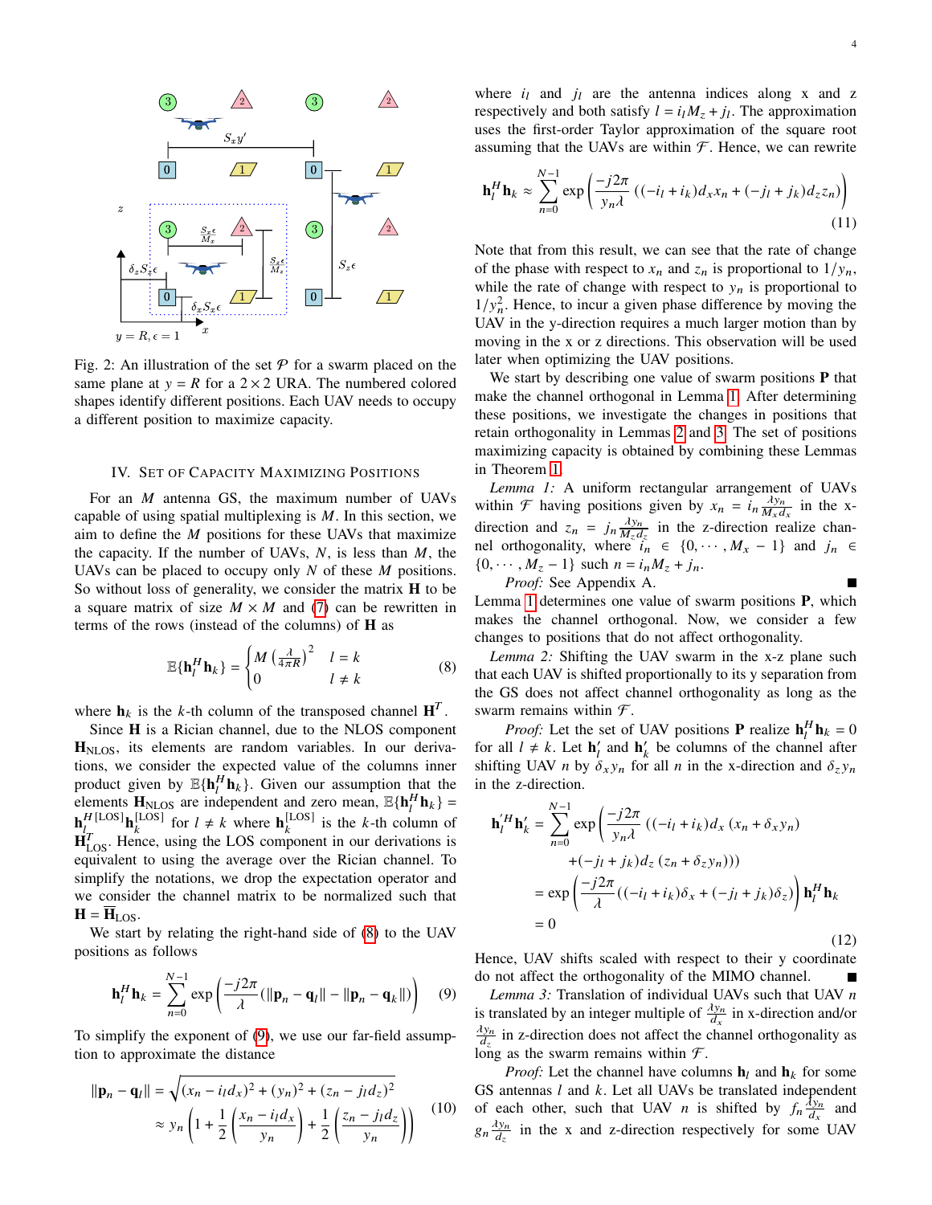Fig. 2: An illustration of the set $\mathcal{P}$ for a swarm placed on the same plane at $y = R$ for a $2 \times 2$ URA. The numbered colored shapes identify different positions. Each UAV needs to occupy a different position to maximize capacity.

## IV. Set of Capacity Maximizing Positions

For an $M$ antenna GS, the maximum number of UAVs capable of using spatial multiplexing is $M$. In this section, we aim to define the $M$ positions for these UAVs that maximize the capacity. If the number of UAVs, $N$, is less than $M$, the UAVs can be placed to occupy only $N$ of these $M$ positions. So without loss of generality, we consider the matrix $\mathbf{H}$ to be a square matrix of size $M \times M$ and (7) can be rewritten in terms of the rows (instead of the columns) of $\mathbf{H}$ as

$$\mathbb{E}\{\mathbf{h}_l^H \mathbf{h}_k\} = \begin{cases} M\left(\frac{\lambda}{4\pi R}\right)^2 & l = k \\ 0 & l \neq k \end{cases} \tag{8}$$

where $\mathbf{h}_k$ is the $k$-th column of the transposed channel $\mathbf{H}^T$.

Since $\mathbf{H}$ is a Rician channel, due to the NLOS component $\mathbf{H}_{\text{NLOS}}$, its elements are random variables. In our derivations, we consider the expected value of the columns inner product given by $\mathbb{E}\{\mathbf{h}_l^H \mathbf{h}_k\}$. Given our assumption that the elements $\mathbf{H}_{\text{NLOS}}$ are independent and zero mean, $\mathbb{E}\{\mathbf{h}_l^H \mathbf{h}_k\} = \mathbf{h}_l^{H\,[\text{LOS}]} \mathbf{h}_k^{[\text{LOS}]}$ for $l \neq k$ where $\mathbf{h}_k^{[\text{LOS}]}$ is the $k$-th column of $\mathbf{H}_{\text{LOS}}^T$. Hence, using the LOS component in our derivations is equivalent to using the average over the Rician channel. To simplify the notations, we drop the expectation operator and we consider the channel matrix to be normalized such that $\mathbf{H} = \overline{\mathbf{H}}_{\text{LOS}}$.

We start by relating the right-hand side of (8) to the UAV positions as follows

$$\mathbf{h}_l^H \mathbf{h}_k = \sum_{n=0}^{N-1} \exp\left(\frac{-j2\pi}{\lambda}(\|\mathbf{p}_n - \mathbf{q}_l\| - \|\mathbf{p}_n - \mathbf{q}_k\|)\right) \tag{9}$$

To simplify the exponent of (9), we use our far-field assumption to approximate the distance

$$\begin{aligned} \|\mathbf{p}_n - \mathbf{q}_l\| &= \sqrt{(x_n - i_l d_x)^2 + (y_n)^2 + (z_n - j_l d_z)^2} \\ &\approx y_n\left(1 + \frac{1}{2}\left(\frac{x_n - i_l d_x}{y_n}\right) + \frac{1}{2}\left(\frac{z_n - j_l d_z}{y_n}\right)\right) \end{aligned} \tag{10}$$

where $i_l$ and $j_l$ are the antenna indices along x and z respectively and both satisfy $l = i_l M_z + j_l$. The approximation uses the first-order Taylor approximation of the square root assuming that the UAVs are within $\mathcal{F}$. Hence, we can rewrite

$$\mathbf{h}_l^H \mathbf{h}_k \approx \sum_{n=0}^{N-1} \exp\left(\frac{-j2\pi}{y_n \lambda}\left((-i_l + i_k) d_x x_n + (-j_l + j_k) d_z z_n\right)\right) \tag{11}$$

Note that from this result, we can see that the rate of change of the phase with respect to $x_n$ and $z_n$ is proportional to $1/y_n$, while the rate of change with respect to $y_n$ is proportional to $1/y_n^2$. Hence, to incur a given phase difference by moving the UAV in the y-direction requires a much larger motion than by moving in the x or z directions. This observation will be used later when optimizing the UAV positions.

We start by describing one value of swarm positions $\mathbf{P}$ that make the channel orthogonal in Lemma 1. After determining these positions, we investigate the changes in positions that retain orthogonality in Lemmas 2 and 3. The set of positions maximizing capacity is obtained by combining these Lemmas in Theorem 1.

*Lemma 1:* A uniform rectangular arrangement of UAVs within $\mathcal{F}$ having positions given by $x_n = i_n \frac{\lambda y_n}{M_x d_x}$ in the x-direction and $z_n = j_n \frac{\lambda y_n}{M_z d_z}$ in the z-direction realize channel orthogonality, where $i_n \in \{0, \cdots, M_x - 1\}$ and $j_n \in \{0, \cdots, M_z - 1\}$ such that $n = i_n M_z + j_n$.

*Proof:* See Appendix A. ∎

Lemma 1 determines one value of swarm positions $\mathbf{P}$, which makes the channel orthogonal. Now, we consider a few changes to positions that do not affect orthogonality.

*Lemma 2:* Shifting the UAV swarm in the x-z plane such that each UAV is shifted proportionally to its y separation from the GS does not affect channel orthogonality as long as the swarm remains within $\mathcal{F}$.

*Proof:* Let the set of UAV positions $\mathbf{P}$ realize $\mathbf{h}_l^H \mathbf{h}_k = 0$ for all $l \neq k$. Let $\mathbf{h}'_l$ and $\mathbf{h}'_k$ be columns of the channel after shifting UAV $n$ by $\delta_x y_n$ for all $n$ in the x-direction and $\delta_z y_n$ in the z-direction.

$$\begin{aligned} \mathbf{h}_l'^H \mathbf{h}'_k &= \sum_{n=0}^{N-1} \exp\Bigg(\frac{-j2\pi}{y_n \lambda}\big((-i_l + i_k) d_x (x_n + \delta_x y_n) \\ &\qquad + (-j_l + j_k) d_z (z_n + \delta_z y_n)\big)\Bigg) \\ &= \exp\left(\frac{-j2\pi}{\lambda}((-i_l + i_k)\delta_x + (-j_l + j_k)\delta_z)\right) \mathbf{h}_l^H \mathbf{h}_k \\ &= 0 \end{aligned} \tag{12}$$

Hence, UAV shifts scaled with respect to their y coordinate do not affect the orthogonality of the MIMO channel. ∎

*Lemma 3:* Translation of individual UAVs such that UAV $n$ is translated by an integer multiple of $\frac{\lambda y_n}{d_x}$ in x-direction and/or $\frac{\lambda y_n}{d_z}$ in z-direction does not affect the channel orthogonality as long as the swarm remains within $\mathcal{F}$.

*Proof:* Let the channel have columns $\mathbf{h}_l$ and $\mathbf{h}_k$ for some GS antennas $l$ and $k$. Let all UAVs be translated independent of each other, such that UAV $n$ is shifted by $f_n \frac{\lambda y_n}{d_x}$ and $g_n \frac{\lambda y_n}{d_z}$ in the x and z-direction respectively for some UAV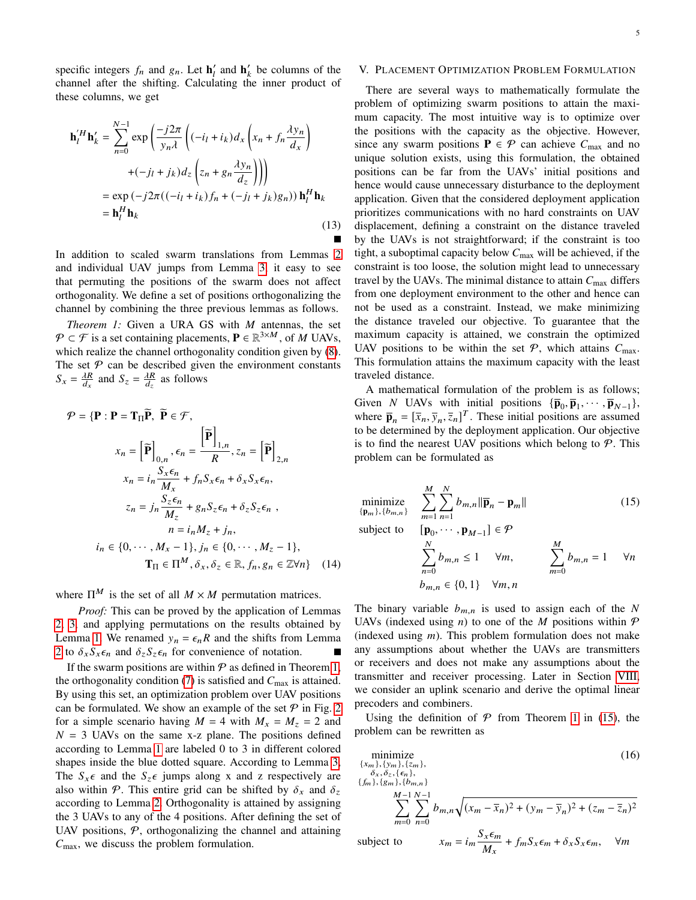specific integers $f_n$ and $g_n$. Let $\mathbf{h}'_l$ and $\mathbf{h}'_k$ be columns of the channel after the shifting. Calculating the inner product of these columns, we get

$$
\begin{aligned}
\mathbf{h}_l'^H \mathbf{h}_k' = & \sum_{n=0}^{N-1} \exp\left(\frac{-j2\pi}{y_n \lambda}\left((-i_l + i_k)d_x\left(x_n + f_n \frac{\lambda y_n}{d_x}\right)\right.\right. \\
& \left.\left. + (-j_l + j_k)d_z\left(z_n + g_n \frac{\lambda y_n}{d_z}\right)\right)\right) \\
= & \exp\left(-j2\pi((-i_l + i_k)f_n + (-j_l + j_k)g_n)\right) \mathbf{h}_l^H \mathbf{h}_k \\
= & \mathbf{h}_l^H \mathbf{h}_k
\end{aligned} \tag{13}
$$

∎

In addition to scaled swarm translations from Lemmas 2 and individual UAV jumps from Lemma 3, it easy to see that permuting the positions of the swarm does not affect orthogonality. We define a set of positions orthogonalizing the channel by combining the three previous lemmas as follows.

*Theorem 1:* Given a URA GS with $M$ antennas, the set $\mathcal{P} \subset \mathcal{F}$ is a set containing placements, $\mathbf{P} \in \mathbb{R}^{3\times M}$, of $M$ UAVs, which realize the channel orthogonality condition given by (8). The set $\mathcal{P}$ can be described given the environment constants $S_x = \frac{\lambda R}{d_x}$ and $S_z = \frac{\lambda R}{d_z}$ as follows

$$
\begin{aligned}
\mathcal{P} = \{\mathbf{P} : \mathbf{P} = \mathbf{T}_\Pi \widetilde{\mathbf{P}},\ & \widetilde{\mathbf{P}} \in \mathcal{F}, \\
x_n = \left[\widetilde{\mathbf{P}}\right]_{0,n}, \epsilon_n = & \frac{\left[\widetilde{\mathbf{P}}\right]_{1,n}}{R}, z_n = \left[\widetilde{\mathbf{P}}\right]_{2,n} \\
x_n = i_n \frac{S_x \epsilon_n}{M_x} & + f_n S_x \epsilon_n + \delta_x S_x \epsilon_n, \\
z_n = j_n \frac{S_z \epsilon_n}{M_z} & + g_n S_z \epsilon_n + \delta_z S_z \epsilon_n\ , \\
n = i_n & M_z + j_n, \\
i_n \in \{0, \cdots, M_x - 1\}, & j_n \in \{0, \cdots, M_z - 1\}, \\
\mathbf{T}_\Pi \in \Pi^M, \delta_x, \delta_z & \in \mathbb{R}, f_n, g_n \in \mathbb{Z} \forall n\}
\end{aligned} \tag{14}
$$

where $\Pi^M$ is the set of all $M \times M$ permutation matrices.

*Proof:* This can be proved by the application of Lemmas 2, 3, and applying permutations on the results obtained by Lemma 1. We renamed $y_n = \epsilon_n R$ and the shifts from Lemma 2 to $\delta_x S_x \epsilon_n$ and $\delta_z S_z \epsilon_n$ for convenience of notation. ∎

If the swarm positions are within $\mathcal{P}$ as defined in Theorem 1, the orthogonality condition (7) is satisfied and $C_{\max}$ is attained. By using this set, an optimization problem over UAV positions can be formulated. We show an example of the set $\mathcal{P}$ in Fig. 2 for a simple scenario having $M = 4$ with $M_x = M_z = 2$ and $N = 3$ UAVs on the same x-z plane. The positions defined according to Lemma 1 are labeled 0 to 3 in different colored shapes inside the blue dotted square. According to Lemma 3, The $S_x\epsilon$ and the $S_z\epsilon$ jumps along x and z respectively are also within $\mathcal{P}$. This entire grid can be shifted by $\delta_x$ and $\delta_z$ according to Lemma 2. Orthogonality is attained by assigning the 3 UAVs to any of the 4 positions. After defining the set of UAV positions, $\mathcal{P}$, orthogonalizing the channel and attaining $C_{\max}$, we discuss the problem formulation.

## V. Placement Optimization Problem Formulation

There are several ways to mathematically formulate the problem of optimizing swarm positions to attain the maximum capacity. The most intuitive way is to optimize over the positions with the capacity as the objective. However, since any swarm positions $\mathbf{P} \in \mathcal{P}$ can achieve $C_{\max}$ and no unique solution exists, using this formulation, the obtained positions can be far from the UAVs' initial positions and hence would cause unnecessary disturbance to the deployment application. Given that the considered deployment application prioritizes communications with no hard constraints on UAV displacement, defining a constraint on the distance traveled by the UAVs is not straightforward; if the constraint is too tight, a suboptimal capacity below $C_{\max}$ will be achieved, if the constraint is too loose, the solution might lead to unnecessary travel by the UAVs. The minimal distance to attain $C_{\max}$ differs from one deployment environment to the other and hence can not be used as a constraint. Instead, we make minimizing the distance traveled our objective. To guarantee that the maximum capacity is attained, we constrain the optimized UAV positions to be within the set $\mathcal{P}$, which attains $C_{\max}$. This formulation attains the maximum capacity with the least traveled distance.

A mathematical formulation of the problem is as follows; Given $N$ UAVs with initial positions $\{\overline{\mathbf{p}}_0, \overline{\mathbf{p}}_1, \cdots, \overline{\mathbf{p}}_{N-1}\}$, where $\overline{\mathbf{p}}_n = [\overline{x}_n, \overline{y}_n, \overline{z}_n]^T$. These initial positions are assumed to be determined by the deployment application. Our objective is to find the nearest UAV positions which belong to $\mathcal{P}$. This problem can be formulated as

$$
\begin{aligned}
\underset{\{\mathbf{p}_m\},\{b_{m,n}\}}{\text{minimize}} \quad & \sum_{m=1}^{M}\sum_{n=1}^{N} b_{m,n} \|\overline{\mathbf{p}}_n - \mathbf{p}_m\| \\
\text{subject to} \quad & [\mathbf{p}_0, \cdots, \mathbf{p}_{M-1}] \in \mathcal{P} \\
& \sum_{n=0}^{N} b_{m,n} \leq 1 \quad \forall m, \qquad \sum_{m=0}^{M} b_{m,n} = 1 \quad \forall n \\
& b_{m,n} \in \{0, 1\} \quad \forall m, n
\end{aligned} \tag{15}
$$

The binary variable $b_{m,n}$ is used to assign each of the $N$ UAVs (indexed using $n$) to one of the $M$ positions within $\mathcal{P}$ (indexed using $m$). This problem formulation does not make any assumptions about whether the UAVs are transmitters or receivers and does not make any assumptions about the transmitter and receiver processing. Later in Section VIII, we consider an uplink scenario and derive the optimal linear precoders and combiners.

Using the definition of $\mathcal{P}$ from Theorem 1 in (15), the problem can be rewritten as

$$
\begin{aligned}
\underset{\substack{\{x_m\},\{y_m\},\{z_m\},\\ \delta_x,\delta_z,\{\epsilon_n\},\\ \{f_m\},\{g_m\},\{b_{m,n}\}}}{\text{minimize}} \quad & \sum_{m=0}^{M-1}\sum_{n=0}^{N-1} b_{m,n}\sqrt{(x_m - \overline{x}_n)^2 + (y_m - \overline{y}_n)^2 + (z_m - \overline{z}_n)^2} \\
\text{subject to} \quad & x_m = i_m \frac{S_x \epsilon_m}{M_x} + f_m S_x \epsilon_m + \delta_x S_x \epsilon_m, \quad \forall m
\end{aligned} \tag{16}
$$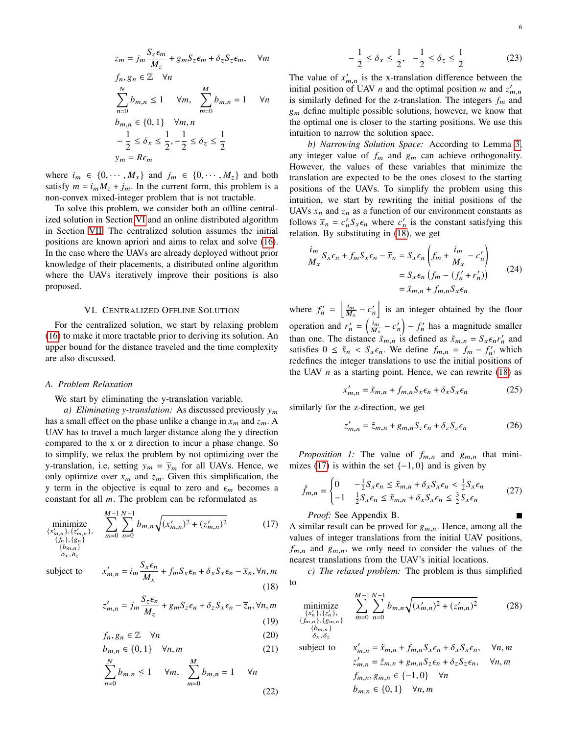$$
\begin{aligned}
& z_m = j_m \frac{S_z \epsilon_m}{M_z} + g_m S_z \epsilon_m + \delta_z S_z \epsilon_m, \quad \forall m \\
& f_n, g_n \in \mathbb{Z} \quad \forall n \\
& \sum_{n=0}^{N} b_{m,n} \leq 1 \quad \forall m, \quad \sum_{m=0}^{M} b_{m,n} = 1 \quad \forall n \\
& b_{m,n} \in \{0,1\} \quad \forall m, n \\
& -\frac{1}{2} \leq \delta_x \leq \frac{1}{2}, -\frac{1}{2} \leq \delta_z \leq \frac{1}{2} \\
& y_m = R\epsilon_m
\end{aligned}
$$

where $i_m \in \{0, \cdots, M_x\}$ and $j_m \in \{0, \cdots, M_z\}$ and both satisfy $m = i_m M_z + j_m$. In the current form, this problem is a non-convex mixed-integer problem that is not tractable.

To solve this problem, we consider both an offline centralized solution in Section VI and an online distributed algorithm in Section VII. The centralized solution assumes the initial positions are known apriori and aims to relax and solve (16). In the case where the UAVs are already deployed without prior knowledge of their placements, a distributed online algorithm where the UAVs iteratively improve their positions is also proposed.

## VI. Centralized Offline Solution

For the centralized solution, we start by relaxing problem (16) to make it more tractable prior to deriving its solution. An upper bound for the distance traveled and the time complexity are also discussed.

### A. Problem Relaxation

We start by eliminating the y-translation variable.

*a) Eliminating y-translation:* As discussed previously $y_m$ has a small effect on the phase unlike a change in $x_m$ and $z_m$. A UAV has to travel a much larger distance along the y direction compared to the x or z direction to incur a phase change. So to simplify, we relax the problem by not optimizing over the y-translation, i.e, setting $y_m = \overline{y}_m$ for all UAVs. Hence, we only optimize over $x_m$ and $z_m$. Given this simplification, the y term in the objective is equal to zero and $\epsilon_m$ becomes a constant for all $m$. The problem can be reformulated as

$$
\underset{\substack{\{x'_{m,n}\},\{z'_{m,n}\},\\ \{f_n\},\{g_n\}\\ \{b_{m,n}\}\\ \delta_x,\delta_z}}{\text{minimize}} \quad \sum_{m=0}^{M-1}\sum_{n=0}^{N-1} b_{m,n}\sqrt{(x'_{m,n})^2 + (z'_{m,n})^2} \tag{17}
$$

subject to

$$
x'_{m,n} = i_m \frac{S_x \epsilon_n}{M_x} + f_m S_x \epsilon_n + \delta_x S_x \epsilon_n - \overline{x}_n, \forall n, m \tag{18}
$$

$$
z'_{m,n} = j_m \frac{S_z \epsilon_n}{M_z} + g_m S_z \epsilon_n + \delta_z S_z \epsilon_n - \overline{z}_n, \forall n, m \tag{19}
$$

$$
f_n, g_n \in \mathbb{Z} \quad \forall n \tag{20}
$$

$$
b_{m,n} \in \{0,1\} \quad \forall n, m \tag{21}
$$

$$
\sum_{n=0}^{N} b_{m,n} \leq 1 \quad \forall m, \quad \sum_{m=0}^{M} b_{m,n} = 1 \quad \forall n \tag{22}
$$

$$
-\frac{1}{2} \leq \delta_x \leq \frac{1}{2}, \quad -\frac{1}{2} \leq \delta_z \leq \frac{1}{2} \tag{23}
$$

The value of $x'_{m,n}$ is the x-translation difference between the initial position of UAV $n$ and the optimal position $m$ and $z'_{m,n}$ is similarly defined for the z-translation. The integers $f_m$ and $g_m$ define multiple possible solutions, however, we know that the optimal one is closer to the starting positions. We use this intuition to narrow the solution space.

*b) Narrowing Solution Space:* According to Lemma 3, any integer value of $f_m$ and $g_m$ can achieve orthogonality. However, the values of these variables that minimize the translation are expected to be the ones closest to the starting positions of the UAVs. To simplify the problem using this intuition, we start by rewriting the initial positions of the UAVs $\overline{x}_n$ and $\overline{z}_n$ as a function of our environment constants as follows $\overline{x}_n = c'_n S_x \epsilon_n$ where $c'_n$ is the constant satisfying this relation. By substituting in (18), we get

$$
\begin{aligned}
\frac{i_m}{M_x} S_x \epsilon_n + f_m S_x \epsilon_n - \overline{x}_n &= S_x \epsilon_n \left( f_m + \frac{i_m}{M_x} - c'_n \right) \\
&= S_x \epsilon_n \left( f_m - (f'_n + r'_n) \right) \\
&= \tilde{x}_{m,n} + f_{m,n} S_x \epsilon_n
\end{aligned} \tag{24}
$$

where $f'_n = \left\lfloor \frac{i_m}{M_x} - c'_n \right\rfloor$ is an integer obtained by the floor operation and $r'_n = \left( \frac{i_m}{M_x} - c'_n \right) - f'_n$ has a magnitude smaller than one. The distance $\tilde{x}_{m,n}$ is defined as $\tilde{x}_{m,n} = S_x \epsilon_n r'_n$ and satisfies $0 \leq \tilde{x}_n < S_x \epsilon_n$. We define $f_{m,n} = f_m - f'_n$, which redefines the integer translations to use the initial positions of the UAV $n$ as a starting point. Hence, we can rewrite (18) as

$$
x'_{m,n} = \tilde{x}_{m,n} + f_{m,n} S_x \epsilon_n + \delta_x S_x \epsilon_n \tag{25}
$$

similarly for the z-direction, we get

$$
z'_{m,n} = \tilde{z}_{m,n} + g_{m,n} S_z \epsilon_n + \delta_z S_z \epsilon_n \tag{26}
$$

*Proposition 1:* The value of $f_{m,n}$ and $g_{m,n}$ that minimizes (17) is within the set $\{-1, 0\}$ and is given by

$$
\hat{f}_{m,n} = \begin{cases} 0 & -\frac{1}{2} S_x \epsilon_n \leq \tilde{x}_{m,n} + \delta_x S_x \epsilon_n < \frac{1}{2} S_x \epsilon_n \\ -1 & \frac{1}{2} S_x \epsilon_n \leq \tilde{x}_{m,n} + \delta_x S_x \epsilon_n \leq \frac{3}{2} S_x \epsilon_n \end{cases} \tag{27}
$$

*Proof:* See Appendix B. ∎

A similar result can be proved for $g_{m,n}$. Hence, among all the values of integer translations from the initial UAV positions, $f_{m,n}$ and $g_{m,n}$, we only need to consider the values of the nearest translations from the UAV's initial locations.

*c) The relaxed problem:* The problem is thus simplified to

$$
\underset{\substack{\{x'_n\},\{z'_n\},\\ \{f_{m,n}\},\{g_{m,n}\}\\ \{b_{m,n}\}\\ \delta_x,\delta_z}}{\text{minimize}} \quad \sum_{m=0}^{M-1}\sum_{n=0}^{N-1} b_{m,n}\sqrt{(x'_{m,n})^2 + (z'_{m,n})^2} \tag{28}
$$

subject to

$$
\begin{aligned}
& x'_{m,n} = \tilde{x}_{m,n} + f_{m,n} S_x \epsilon_n + \delta_x S_x \epsilon_n, \quad \forall n, m \\
& z'_{m,n} = \tilde{z}_{m,n} + g_{m,n} S_z \epsilon_n + \delta_z S_z \epsilon_n, \quad \forall n, m \\
& f_{m,n}, g_{m,n} \in \{-1, 0\} \quad \forall n \\
& b_{m,n} \in \{0,1\} \quad \forall n, m
\end{aligned}
$$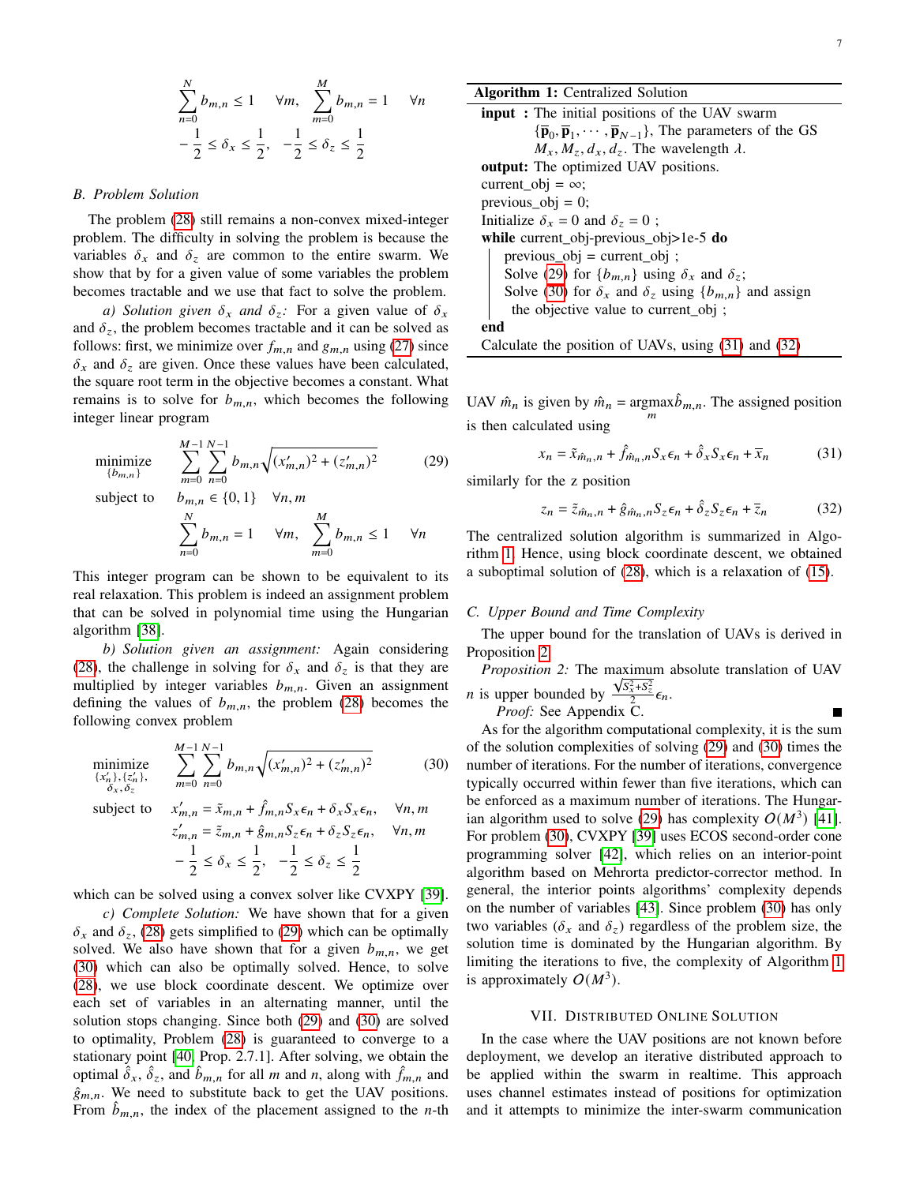$$\sum_{n=0}^{N} b_{m,n} \leq 1 \quad \forall m, \quad \sum_{m=0}^{M} b_{m,n} = 1 \quad \forall n$$
$$-\frac{1}{2} \leq \delta_x \leq \frac{1}{2}, \quad -\frac{1}{2} \leq \delta_z \leq \frac{1}{2}$$

### B. Problem Solution

The problem (28) still remains a non-convex mixed-integer problem. The difficulty in solving the problem is because the variables $\delta_x$ and $\delta_z$ are common to the entire swarm. We show that by for a given value of some variables the problem becomes tractable and we use that fact to solve the problem.

*a) Solution given $\delta_x$ and $\delta_z$:* For a given value of $\delta_x$ and $\delta_z$, the problem becomes tractable and it can be solved as follows: first, we minimize over $f_{m,n}$ and $g_{m,n}$ using (27) since $\delta_x$ and $\delta_z$ are given. Once these values have been calculated, the square root term in the objective becomes a constant. What remains is to solve for $b_{m,n}$, which becomes the following integer linear program

$$\begin{aligned}
\underset{\{b_{m,n}\}}{\text{minimize}} \quad & \sum_{m=0}^{M-1}\sum_{n=0}^{N-1} b_{m,n}\sqrt{(x'_{m,n})^2 + (z'_{m,n})^2} \\
\text{subject to} \quad & b_{m,n} \in \{0,1\} \quad \forall n, m \\
& \sum_{n=0}^{N} b_{m,n} = 1 \quad \forall m, \quad \sum_{m=0}^{M} b_{m,n} \leq 1 \quad \forall n
\end{aligned} \tag{29}$$

This integer program can be shown to be equivalent to its real relaxation. This problem is indeed an assignment problem that can be solved in polynomial time using the Hungarian algorithm [38].

*b) Solution given an assignment:* Again considering (28), the challenge in solving for $\delta_x$ and $\delta_z$ is that they are multiplied by integer variables $b_{m,n}$. Given an assignment defining the values of $b_{m,n}$, the problem (28) becomes the following convex problem

$$\begin{aligned}
\underset{\substack{\{x'_n\},\{z'_n\},\\ \delta_x,\delta_z}}{\text{minimize}} \quad & \sum_{m=0}^{M-1}\sum_{n=0}^{N-1} b_{m,n}\sqrt{(x'_{m,n})^2 + (z'_{m,n})^2} \\
\text{subject to} \quad & x'_{m,n} = \tilde{x}_{m,n} + \hat{f}_{m,n} S_x \epsilon_n + \delta_x S_x \epsilon_n, \quad \forall n, m \\
& z'_{m,n} = \tilde{z}_{m,n} + \hat{g}_{m,n} S_z \epsilon_n + \delta_z S_z \epsilon_n, \quad \forall n, m \\
& -\frac{1}{2} \leq \delta_x \leq \frac{1}{2}, \quad -\frac{1}{2} \leq \delta_z \leq \frac{1}{2}
\end{aligned} \tag{30}$$

which can be solved using a convex solver like CVXPY [39].

*c) Complete Solution:* We have shown that for a given $\delta_x$ and $\delta_z$, (28) gets simplified to (29) which can be optimally solved. We also have shown that for a given $b_{m,n}$, we get (30) which can also be optimally solved. Hence, to solve (28), we use block coordinate descent. We optimize over each set of variables in an alternating manner, until the solution stops changing. Since both (29) and (30) are solved to optimality, Problem (28) is guaranteed to converge to a stationary point [40, Prop. 2.7.1]. After solving, we obtain the optimal $\hat{\delta}_x$, $\hat{\delta}_z$, and $\hat{b}_{m,n}$ for all $m$ and $n$, along with $\hat{f}_{m,n}$ and $\hat{g}_{m,n}$. We need to substitute back to get the UAV positions. From $\hat{b}_{m,n}$, the index of the placement assigned to the $n$-th UAV $\hat{m}_n$ is given by $\hat{m}_n = \underset{m}{\text{argmax}}\hat{b}_{m,n}$. The assigned position is then calculated using

$$x_n = \tilde{x}_{\hat{m}_n,n} + \hat{f}_{\hat{m}_n,n} S_x \epsilon_n + \hat{\delta}_x S_x \epsilon_n + \overline{x}_n \tag{31}$$

similarly for the z position

$$z_n = \tilde{z}_{\hat{m}_n,n} + \hat{g}_{\hat{m}_n,n} S_z \epsilon_n + \hat{\delta}_z S_z \epsilon_n + \overline{z}_n \tag{32}$$

---

**Algorithm 1:** Centralized Solution

**input :** The initial positions of the UAV swarm $\{\overline{\mathbf{p}}_0, \overline{\mathbf{p}}_1, \cdots, \overline{\mathbf{p}}_{N-1}\}$, The parameters of the GS $M_x, M_z, d_x, d_z$. The wavelength $\lambda$.
**output:** The optimized UAV positions.

```
current_obj = ∞;
previous_obj = 0;
Initialize δx = 0 and δz = 0 ;
while current_obj-previous_obj>1e-5 do
    previous_obj = current_obj ;
    Solve (29) for {b_{m,n}} using δx and δz;
    Solve (30) for δx and δz using {b_{m,n}} and assign
      the objective value to current_obj ;
end
Calculate the position of UAVs, using (31) and (32)
```

---

The centralized solution algorithm is summarized in Algorithm 1. Hence, using block coordinate descent, we obtained a suboptimal solution of (28), which is a relaxation of (15).

### C. Upper Bound and Time Complexity

The upper bound for the translation of UAVs is derived in Proposition 2.

*Proposition 2:* The maximum absolute translation of UAV $n$ is upper bounded by $\frac{\sqrt{S_x^2+S_z^2}}{2}\epsilon_n$.

*Proof:* See Appendix C. ■

As for the algorithm computational complexity, it is the sum of the solution complexities of solving (29) and (30) times the number of iterations. For the number of iterations, convergence typically occurred within fewer than five iterations, which can be enforced as a maximum number of iterations. The Hungarian algorithm used to solve (29) has complexity $O(M^3)$ [41]. For problem (30), CVXPY [39] uses ECOS second-order cone programming solver [42], which relies on an interior-point algorithm based on Mehrorta predictor-corrector method. In general, the interior points algorithms' complexity depends on the number of variables [43]. Since problem (30) has only two variables ($\delta_x$ and $\delta_z$) regardless of the problem size, the solution time is dominated by the Hungarian algorithm. By limiting the iterations to five, the complexity of Algorithm 1 is approximately $O(M^3)$.

## VII. Distributed Online Solution

In the case where the UAV positions are not known before deployment, we develop an iterative distributed approach to be applied within the swarm in realtime. This approach uses channel estimates instead of positions for optimization and it attempts to minimize the inter-swarm communication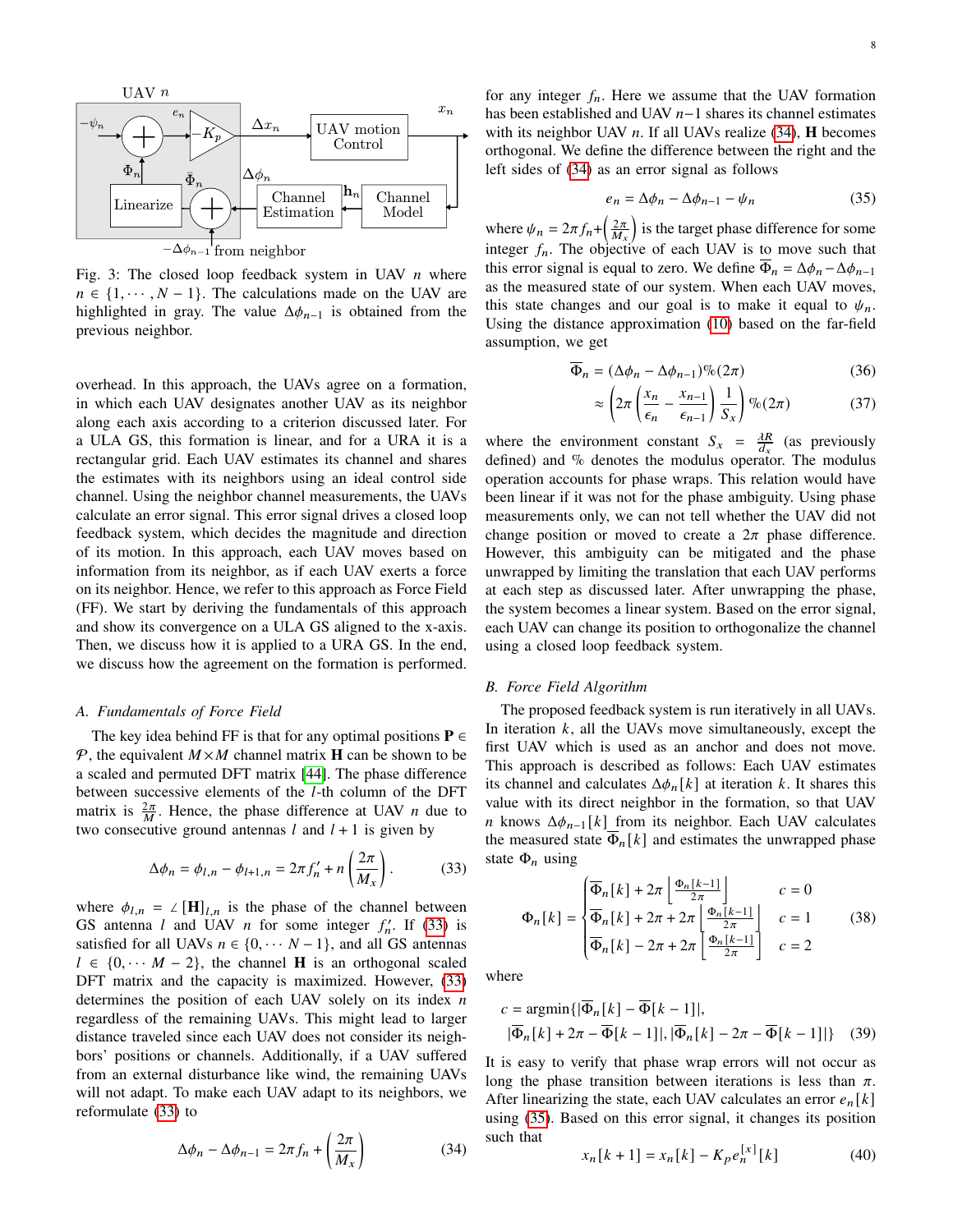Fig. 3: The closed loop feedback system in UAV $n$ where $n \in \{1, \cdots, N-1\}$. The calculations made on the UAV are highlighted in gray. The value $\Delta\phi_{n-1}$ is obtained from the previous neighbor.

overhead. In this approach, the UAVs agree on a formation, in which each UAV designates another UAV as its neighbor along each axis according to a criterion discussed later. For a ULA GS, this formation is linear, and for a URA it is a rectangular grid. Each UAV estimates its channel and shares the estimates with its neighbors using an ideal control side channel. Using the neighbor channel measurements, the UAVs calculate an error signal. This error signal drives a closed loop feedback system, which decides the magnitude and direction of its motion. In this approach, each UAV moves based on information from its neighbor, as if each UAV exerts a force on its neighbor. Hence, we refer to this approach as Force Field (FF). We start by deriving the fundamentals of this approach and show its convergence on a ULA GS aligned to the x-axis. Then, we discuss how it is applied to a URA GS. In the end, we discuss how the agreement on the formation is performed.

### A. Fundamentals of Force Field

The key idea behind FF is that for any optimal positions $\mathbf{P} \in \mathcal{P}$, the equivalent $M \times M$ channel matrix $\mathbf{H}$ can be shown to be a scaled and permuted DFT matrix [44]. The phase difference between successive elements of the $l$-th column of the DFT matrix is $\frac{2\pi}{M}$. Hence, the phase difference at UAV $n$ due to two consecutive ground antennas $l$ and $l+1$ is given by

$$\Delta\phi_n = \phi_{l,n} - \phi_{l+1,n} = 2\pi f_n' + n\left(\frac{2\pi}{M_x}\right). \tag{33}$$

where $\phi_{l,n} = \angle[\mathbf{H}]_{l,n}$ is the phase of the channel between GS antenna $l$ and UAV $n$ for some integer $f_n'$. If (33) is satisfied for all UAVs $n \in \{0, \cdots N-1\}$, and all GS antennas $l \in \{0, \cdots M-2\}$, the channel $\mathbf{H}$ is an orthogonal scaled DFT matrix and the capacity is maximized. However, (33) determines the position of each UAV solely on its index $n$ regardless of the remaining UAVs. This might lead to larger distance traveled since each UAV does not consider its neighbors' positions or channels. Additionally, if a UAV suffered from an external disturbance like wind, the remaining UAVs will not adapt. To make each UAV adapt to its neighbors, we reformulate (33) to

$$\Delta\phi_n - \Delta\phi_{n-1} = 2\pi f_n + \left(\frac{2\pi}{M_x}\right) \tag{34}$$

for any integer $f_n$. Here we assume that the UAV formation has been established and UAV $n-1$ shares its channel estimates with its neighbor UAV $n$. If all UAVs realize (34), $\mathbf{H}$ becomes orthogonal. We define the difference between the right and the left sides of (34) as an error signal as follows

$$e_n = \Delta\phi_n - \Delta\phi_{n-1} - \psi_n \tag{35}$$

where $\psi_n = 2\pi f_n + \left(\frac{2\pi}{M_x}\right)$ is the target phase difference for some integer $f_n$. The objective of each UAV is to move such that this error signal is equal to zero. We define $\overline{\Phi}_n = \Delta\phi_n - \Delta\phi_{n-1}$ as the measured state of our system. When each UAV moves, this state changes and our goal is to make it equal to $\psi_n$. Using the distance approximation (10) based on the far-field assumption, we get

$$\overline{\Phi}_n = (\Delta\phi_n - \Delta\phi_{n-1})\%(2\pi) \tag{36}$$

$$\approx \left(2\pi\left(\frac{x_n}{\epsilon_n} - \frac{x_{n-1}}{\epsilon_{n-1}}\right)\frac{1}{S_x}\right)\%(2\pi) \tag{37}$$

where the environment constant $S_x = \frac{\lambda R}{d_x}$ (as previously defined) and % denotes the modulus operator. The modulus operation accounts for phase wraps. This relation would have been linear if it was not for the phase ambiguity. Using phase measurements only, we can not tell whether the UAV did not change position or moved to create a $2\pi$ phase difference. However, this ambiguity can be mitigated and the phase unwrapped by limiting the translation that each UAV performs at each step as discussed later. After unwrapping the phase, the system becomes a linear system. Based on the error signal, each UAV can change its position to orthogonalize the channel using a closed loop feedback system.

### B. Force Field Algorithm

The proposed feedback system is run iteratively in all UAVs. In iteration $k$, all the UAVs move simultaneously, except the first UAV which is used as an anchor and does not move. This approach is described as follows: Each UAV estimates its channel and calculates $\Delta\phi_n[k]$ at iteration $k$. It shares this value with its direct neighbor in the formation, so that UAV $n$ knows $\Delta\phi_{n-1}[k]$ from its neighbor. Each UAV calculates the measured state $\overline{\Phi}_n[k]$ and estimates the unwrapped phase state $\Phi_n$ using

$$\Phi_n[k] = \begin{cases} \overline{\Phi}_n[k] + 2\pi\left\lfloor\frac{\Phi_n[k-1]}{2\pi}\right\rfloor & c = 0 \\ \overline{\Phi}_n[k] + 2\pi + 2\pi\left\lfloor\frac{\Phi_n[k-1]}{2\pi}\right\rfloor & c = 1 \\ \overline{\Phi}_n[k] - 2\pi + 2\pi\left\lfloor\frac{\Phi_n[k-1]}{2\pi}\right\rfloor & c = 2 \end{cases} \tag{38}$$

where

$$c = \text{argmin}\{|\overline{\Phi}_n[k] - \overline{\Phi}[k-1]|, |\overline{\Phi}_n[k] + 2\pi - \overline{\Phi}[k-1]|, |\overline{\Phi}_n[k] - 2\pi - \overline{\Phi}[k-1]|\} \tag{39}$$

It is easy to verify that phase wrap errors will not occur as long the phase transition between iterations is less than $\pi$. After linearizing the state, each UAV calculates an error $e_n[k]$ using (35). Based on this error signal, it changes its position such that

$$x_n[k+1] = x_n[k] - K_p e_n^{[x]}[k] \tag{40}$$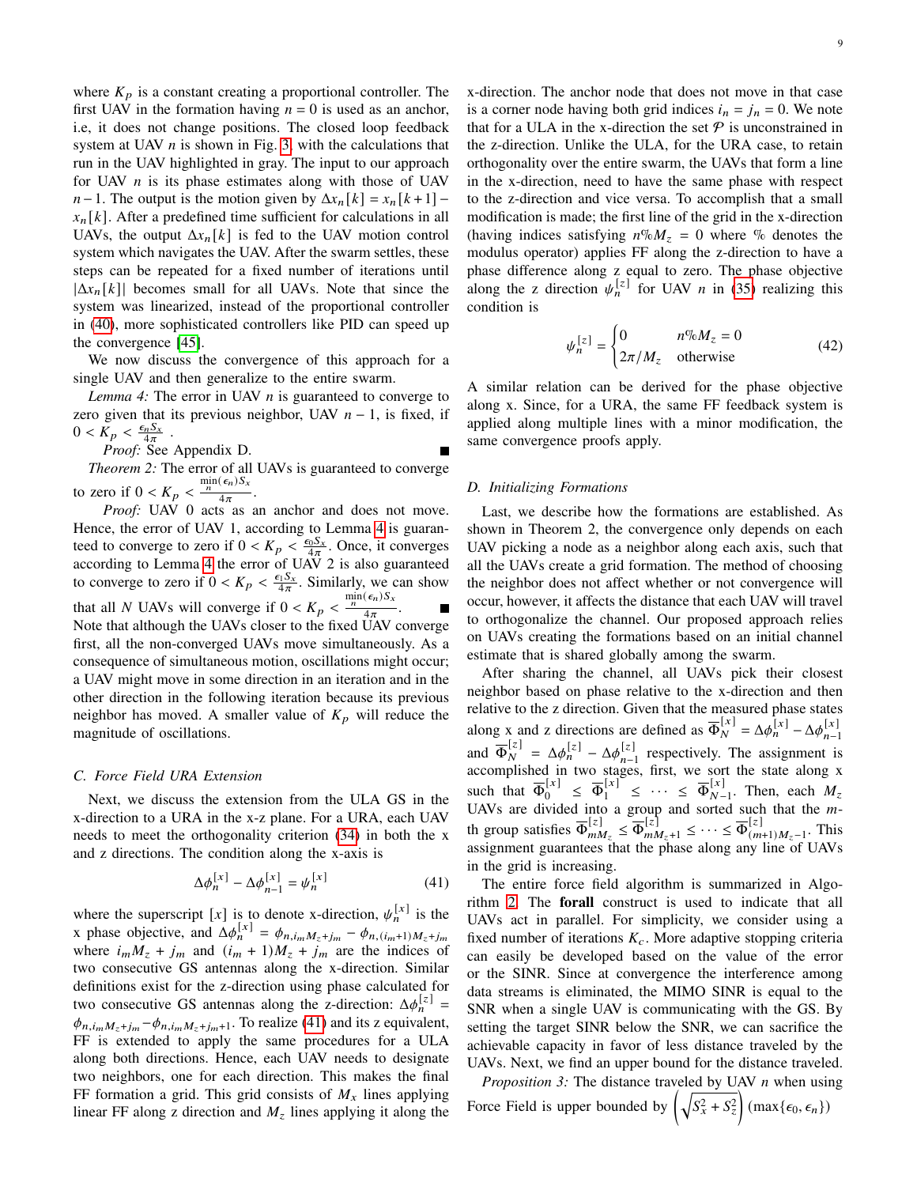where $K_p$ is a constant creating a proportional controller. The first UAV in the formation having $n = 0$ is used as an anchor, i.e, it does not change positions. The closed loop feedback system at UAV $n$ is shown in Fig. 3, with the calculations that run in the UAV highlighted in gray. The input to our approach for UAV $n$ is its phase estimates along with those of UAV $n-1$. The output is the motion given by $\Delta x_n[k] = x_n[k+1] - x_n[k]$. After a predefined time sufficient for calculations in all UAVs, the output $\Delta x_n[k]$ is fed to the UAV motion control system which navigates the UAV. After the swarm settles, these steps can be repeated for a fixed number of iterations until $|\Delta x_n[k]|$ becomes small for all UAVs. Note that since the system was linearized, instead of the proportional controller in (40), more sophisticated controllers like PID can speed up the convergence [45].

We now discuss the convergence of this approach for a single UAV and then generalize to the entire swarm.

*Lemma 4:* The error in UAV $n$ is guaranteed to converge to zero given that its previous neighbor, UAV $n-1$, is fixed, if $0 < K_p < \frac{\epsilon_n S_x}{4\pi}$ .

*Proof:* See Appendix D. ■

*Theorem 2:* The error of all UAVs is guaranteed to converge to zero if $0 < K_p < \frac{\min_n(\epsilon_n) S_x}{4\pi}$.

*Proof:* UAV 0 acts as an anchor and does not move. Hence, the error of UAV 1, according to Lemma 4 is guaranteed to converge to zero if $0 < K_p < \frac{\epsilon_0 S_x}{4\pi}$. Once, it converges according to Lemma 4 the error of UAV 2 is also guaranteed to converge to zero if $0 < K_p < \frac{\epsilon_1 S_x}{4\pi}$. Similarly, we can show that all $N$ UAVs will converge if $0 < K_p < \frac{\min_n(\epsilon_n) S_x}{4\pi}$. ■

Note that although the UAVs closer to the fixed UAV converge first, all the non-converged UAVs move simultaneously. As a consequence of simultaneous motion, oscillations might occur; a UAV might move in some direction in an iteration and in the other direction in the following iteration because its previous neighbor has moved. A smaller value of $K_p$ will reduce the magnitude of oscillations.

### C. Force Field URA Extension

Next, we discuss the extension from the ULA GS in the x-direction to a URA in the x-z plane. For a URA, each UAV needs to meet the orthogonality criterion (34) in both the x and z directions. The condition along the x-axis is

$$\Delta\phi_n^{[x]} - \Delta\phi_{n-1}^{[x]} = \psi_n^{[x]} \tag{41}$$

where the superscript $[x]$ is to denote x-direction, $\psi_n^{[x]}$ is the x phase objective, and $\Delta\phi_n^{[x]} = \phi_{n,i_m M_z + j_m} - \phi_{n,(i_m+1)M_z+j_m}$ where $i_m M_z + j_m$ and $(i_m + 1)M_z + j_m$ are the indices of two consecutive GS antennas along the x-direction. Similar definitions exist for the z-direction using phase calculated for two consecutive GS antennas along the z-direction: $\Delta\phi_n^{[z]} = \phi_{n,i_m M_z+j_m} - \phi_{n,i_m M_z+j_m+1}$. To realize (41) and its z equivalent, FF is extended to apply the same procedures for a ULA along both directions. Hence, each UAV needs to designate two neighbors, one for each direction. This makes the final FF formation a grid. This grid consists of $M_x$ lines applying linear FF along z direction and $M_z$ lines applying it along the x-direction. The anchor node that does not move in that case is a corner node having both grid indices $i_n = j_n = 0$. We note that for a ULA in the x-direction the set $\mathcal{P}$ is unconstrained in the z-direction. Unlike the ULA, for the URA case, to retain orthogonality over the entire swarm, the UAVs that form a line in the x-direction, need to have the same phase with respect to the z-direction and vice versa. To accomplish that a small modification is made; the first line of the grid in the x-direction (having indices satisfying $n\%M_z = 0$ where % denotes the modulus operator) applies FF along the z-direction to have a phase difference along z equal to zero. The phase objective along the z direction $\psi_n^{[z]}$ for UAV $n$ in (35) realizing this condition is

$$\psi_n^{[z]} = \begin{cases} 0 & n\%M_z = 0 \\ 2\pi/M_z & \text{otherwise} \end{cases} \tag{42}$$

A similar relation can be derived for the phase objective along x. Since, for a URA, the same FF feedback system is applied along multiple lines with a minor modification, the same convergence proofs apply.

### D. Initializing Formations

Last, we describe how the formations are established. As shown in Theorem 2, the convergence only depends on each UAV picking a node as a neighbor along each axis, such that all the UAVs create a grid formation. The method of choosing the neighbor does not affect whether or not convergence will occur, however, it affects the distance that each UAV will travel to orthogonalize the channel. Our proposed approach relies on UAVs creating the formations based on an initial channel estimate that is shared globally among the swarm.

After sharing the channel, all UAVs pick their closest neighbor based on phase relative to the x-direction and then relative to the z direction. Given that the measured phase states along x and z directions are defined as $\overline{\Phi}_N^{[x]} = \Delta\phi_n^{[x]} - \Delta\phi_{n-1}^{[x]}$ and $\overline{\Phi}_N^{[z]} = \Delta\phi_n^{[z]} - \Delta\phi_{n-1}^{[z]}$ respectively. The assignment is accomplished in two stages, first, we sort the state along x such that $\overline{\Phi}_0^{[x]} \leq \overline{\Phi}_1^{[x]} \leq \cdots \leq \overline{\Phi}_{N-1}^{[x]}$. Then, each $M_z$ UAVs are divided into a group and sorted such that the $m$-th group satisfies $\overline{\Phi}_{mM_z}^{[z]} \leq \overline{\Phi}_{mM_z+1}^{[z]} \leq \cdots \leq \overline{\Phi}_{(m+1)M_z-1}^{[z]}$. This assignment guarantees that the phase along any line of UAVs in the grid is increasing.

The entire force field algorithm is summarized in Algorithm 2. The **forall** construct is used to indicate that all UAVs act in parallel. For simplicity, we consider using a fixed number of iterations $K_c$. More adaptive stopping criteria can easily be developed based on the value of the error or the SINR. Since at convergence the interference among data streams is eliminated, the MIMO SINR is equal to the SNR when a single UAV is communicating with the GS. By setting the target SINR below the SNR, we can sacrifice the achievable capacity in favor of less distance traveled by the UAVs. Next, we find an upper bound for the distance traveled.

*Proposition 3:* The distance traveled by UAV $n$ when using Force Field is upper bounded by $\left(\sqrt{S_x^2 + S_z^2}\right)(\max\{\epsilon_0, \epsilon_n\})$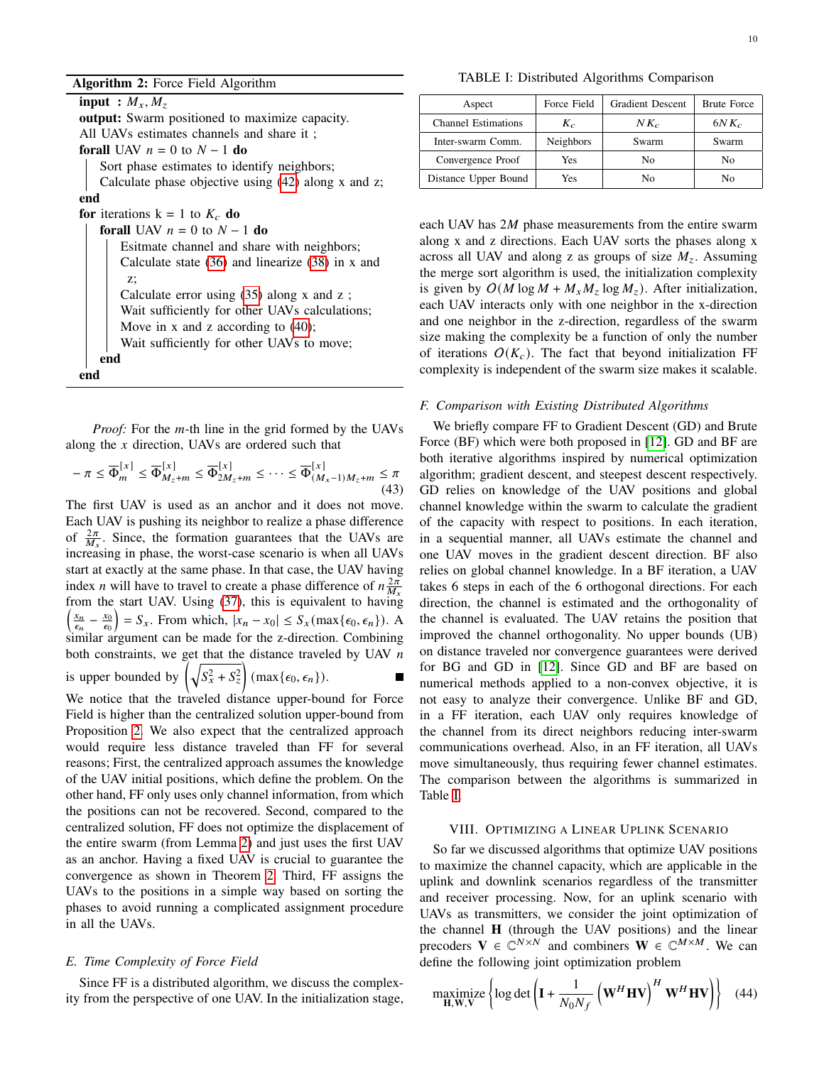**Algorithm 2:** Force Field Algorithm

```
input  : M_x, M_z
output: Swarm positioned to maximize capacity.
All UAVs estimates channels and share it ;
forall UAV n = 0 to N − 1 do
    Sort phase estimates to identify neighbors;
    Calculate phase objective using (42) along x and z;
end
for iterations k = 1 to K_c do
    forall UAV n = 0 to N − 1 do
        Esitmate channel and share with neighbors;
        Calculate state (36) and linearize (38) in x and z;
        Calculate error using (35) along x and z ;
        Wait sufficiently for other UAVs calculations;
        Move in x and z according to (40);
        Wait sufficiently for other UAVs to move;
    end
end
```

*Proof:* For the $m$-th line in the grid formed by the UAVs along the $x$ direction, UAVs are ordered such that

$$-\pi \leq \overline{\Phi}_m^{[x]} \leq \overline{\Phi}_{M_z+m}^{[x]} \leq \overline{\Phi}_{2M_z+m}^{[x]} \leq \cdots \leq \overline{\Phi}_{(M_x-1)M_z+m}^{[x]} \leq \pi \tag{43}$$

The first UAV is used as an anchor and it does not move. Each UAV is pushing its neighbor to realize a phase difference of $\frac{2\pi}{M_x}$. Since, the formation guarantees that the UAVs are increasing in phase, the worst-case scenario is when all UAVs start at exactly at the same phase. In that case, the UAV having index $n$ will have to travel to create a phase difference of $n\frac{2\pi}{M_x}$ from the start UAV. Using (37), this is equivalent to having $\left(\frac{x_n}{\epsilon_n} - \frac{x_0}{\epsilon_0}\right) = S_x$. From which, $|x_n - x_0| \leq S_x(\max\{\epsilon_0, \epsilon_n\})$. A similar argument can be made for the z-direction. Combining both constraints, we get that the distance traveled by UAV $n$ is upper bounded by $\left(\sqrt{S_x^2 + S_z^2}\right)(\max\{\epsilon_0, \epsilon_n\})$. ∎

We notice that the traveled distance upper-bound for Force Field is higher than the centralized solution upper-bound from Proposition 2. We also expect that the centralized approach would require less distance traveled than FF for several reasons; First, the centralized approach assumes the knowledge of the UAV initial positions, which define the problem. On the other hand, FF only uses only channel information, from which the positions can not be recovered. Second, compared to the centralized solution, FF does not optimize the displacement of the entire swarm (from Lemma 2) and just uses the first UAV as an anchor. Having a fixed UAV is crucial to guarantee the convergence as shown in Theorem 2. Third, FF assigns the UAVs to the positions in a simple way based on sorting the phases to avoid running a complicated assignment procedure in all the UAVs.

### *E. Time Complexity of Force Field*

Since FF is a distributed algorithm, we discuss the complexity from the perspective of one UAV. In the initialization stage, each UAV has $2M$ phase measurements from the entire swarm along x and z directions. Each UAV sorts the phases along x across all UAV and along z as groups of size $M_z$. Assuming the merge sort algorithm is used, the initialization complexity is given by $O(M \log M + M_x M_z \log M_z)$. After initialization, each UAV interacts only with one neighbor in the x-direction and one neighbor in the z-direction, regardless of the swarm size making the complexity be a function of only the number of iterations $O(K_c)$. The fact that beyond initialization FF complexity is independent of the swarm size makes it scalable.

TABLE I: Distributed Algorithms Comparison

| Aspect | Force Field | Gradient Descent | Brute Force |
|---|---|---|---|
| Channel Estimations | $K_c$ | $NK_c$ | $6NK_c$ |
| Inter-swarm Comm. | Neighbors | Swarm | Swarm |
| Convergence Proof | Yes | No | No |
| Distance Upper Bound | Yes | No | No |

### *F. Comparison with Existing Distributed Algorithms*

We briefly compare FF to Gradient Descent (GD) and Brute Force (BF) which were both proposed in [12]. GD and BF are both iterative algorithms inspired by numerical optimization algorithm; gradient descent, and steepest descent respectively. GD relies on knowledge of the UAV positions and global channel knowledge within the swarm to calculate the gradient of the capacity with respect to positions. In each iteration, in a sequential manner, all UAVs estimate the channel and one UAV moves in the gradient descent direction. BF also relies on global channel knowledge. In a BF iteration, a UAV takes 6 steps in each of the 6 orthogonal directions. For each direction, the channel is estimated and the orthogonality of the channel is evaluated. The UAV retains the position that improved the channel orthogonality. No upper bounds (UB) on distance traveled nor convergence guarantees were derived for BG and GD in [12]. Since GD and BF are based on numerical methods applied to a non-convex objective, it is not easy to analyze their convergence. Unlike BF and GD, in a FF iteration, each UAV only requires knowledge of the channel from its direct neighbors reducing inter-swarm communications overhead. Also, in an FF iteration, all UAVs move simultaneously, thus requiring fewer channel estimates. The comparison between the algorithms is summarized in Table I.

## VIII. Optimizing a Linear Uplink Scenario

So far we discussed algorithms that optimize UAV positions to maximize the channel capacity, which are applicable in the uplink and downlink scenarios regardless of the transmitter and receiver processing. Now, for an uplink scenario with UAVs as transmitters, we consider the joint optimization of the channel $\mathbf{H}$ (through the UAV positions) and the linear precoders $\mathbf{V} \in \mathbb{C}^{N\times N}$ and combiners $\mathbf{W} \in \mathbb{C}^{M\times M}$. We can define the following joint optimization problem

$$\underset{\mathbf{H},\mathbf{W},\mathbf{V}}{\text{maximize}} \left\{ \log\det\left( \mathbf{I} + \frac{1}{N_0 N_f}\left(\mathbf{W}^H\mathbf{H}\mathbf{V}\right)^H \mathbf{W}^H\mathbf{H}\mathbf{V} \right) \right\} \tag{44}$$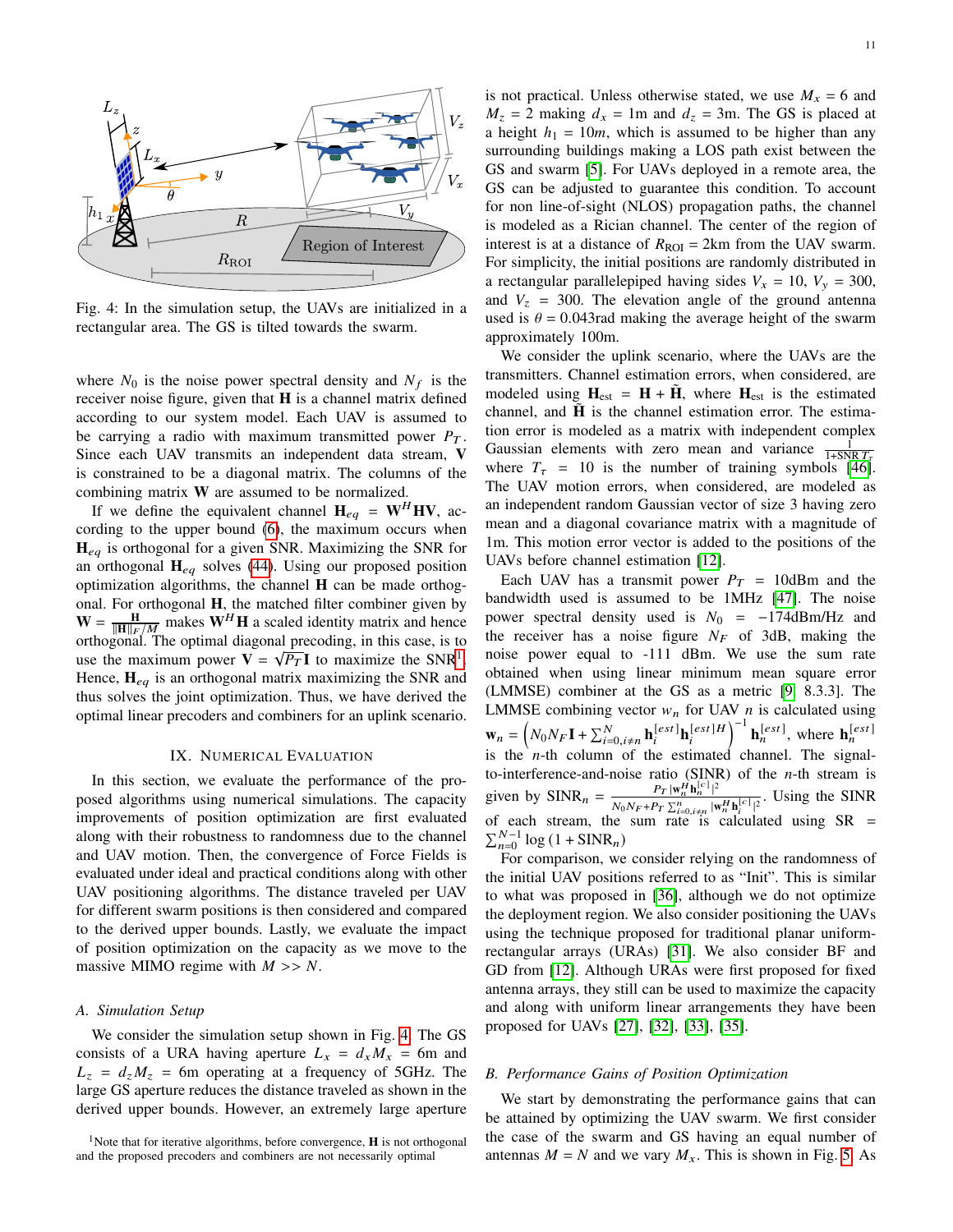Fig. 4: In the simulation setup, the UAVs are initialized in a rectangular area. The GS is tilted towards the swarm.

where $N_0$ is the noise power spectral density and $N_f$ is the receiver noise figure, given that $\mathbf{H}$ is a channel matrix defined according to our system model. Each UAV is assumed to be carrying a radio with maximum transmitted power $P_T$. Since each UAV transmits an independent data stream, $\mathbf{V}$ is constrained to be a diagonal matrix. The columns of the combining matrix $\mathbf{W}$ are assumed to be normalized.

If we define the equivalent channel $\mathbf{H}_{eq} = \mathbf{W}^H\mathbf{H}\mathbf{V}$, according to the upper bound (6), the maximum occurs when $\mathbf{H}_{eq}$ is orthogonal for a given SNR. Maximizing the SNR for an orthogonal $\mathbf{H}_{eq}$ solves (44). Using our proposed position optimization algorithms, the channel $\mathbf{H}$ can be made orthogonal. For orthogonal $\mathbf{H}$, the matched filter combiner given by $\mathbf{W} = \frac{\mathbf{H}}{\|\mathbf{H}\|_F/M}$ makes $\mathbf{W}^H\mathbf{H}$ a scaled identity matrix and hence orthogonal. The optimal diagonal precoding, in this case, is to use the maximum power $\mathbf{V} = \sqrt{P_T}\mathbf{I}$ to maximize the SNR[1]. Hence, $\mathbf{H}_{eq}$ is an orthogonal matrix maximizing the SNR and thus solves the joint optimization. Thus, we have derived the optimal linear precoders and combiners for an uplink scenario.

## IX. Numerical Evaluation

In this section, we evaluate the performance of the proposed algorithms using numerical simulations. The capacity improvements of position optimization are first evaluated along with their robustness to randomness due to the channel and UAV motion. Then, the convergence of Force Fields is evaluated under ideal and practical conditions along with other UAV positioning algorithms. The distance traveled per UAV for different swarm positions is then considered and compared to the derived upper bounds. Lastly, we evaluate the impact of position optimization on the capacity as we move to the massive MIMO regime with $M >> N$.

### A. Simulation Setup

We consider the simulation setup shown in Fig. 4. The GS consists of a URA having aperture $L_x = d_x M_x = 6$m and $L_z = d_z M_z = 6$m operating at a frequency of 5GHz. The large GS aperture reduces the distance traveled as shown in the derived upper bounds. However, an extremely large aperture is not practical. Unless otherwise stated, we use $M_x = 6$ and $M_z = 2$ making $d_x = 1$m and $d_z = 3$m. The GS is placed at a height $h_1 = 10m$, which is assumed to be higher than any surrounding buildings making a LOS path exist between the GS and swarm [5]. For UAVs deployed in a remote area, the GS can be adjusted to guarantee this condition. To account for non line-of-sight (NLOS) propagation paths, the channel is modeled as a Rician channel. The center of the region of interest is at a distance of $R_{\text{ROI}} = 2$km from the UAV swarm. For simplicity, the initial positions are randomly distributed in a rectangular parallelepiped having sides $V_x = 10$, $V_y = 300$, and $V_z = 300$. The elevation angle of the ground antenna used is $\theta = 0.043$rad making the average height of the swarm approximately 100m.

We consider the uplink scenario, where the UAVs are the transmitters. Channel estimation errors, when considered, are modeled using $\mathbf{H}_{\text{est}} = \mathbf{H} + \tilde{\mathbf{H}}$, where $\mathbf{H}_{\text{est}}$ is the estimated channel, and $\tilde{\mathbf{H}}$ is the channel estimation error. The estimation error is modeled as a matrix with independent complex Gaussian elements with zero mean and variance $\frac{1}{1+\text{SNR}\, T_\tau}$ where $T_\tau = 10$ is the number of training symbols [46]. The UAV motion errors, when considered, are modeled as an independent random Gaussian vector of size 3 having zero mean and a diagonal covariance matrix with a magnitude of 1m. This motion error vector is added to the positions of the UAVs before channel estimation [12].

Each UAV has a transmit power $P_T = 10$dBm and the bandwidth used is assumed to be 1MHz [47]. The noise power spectral density used is $N_0 = -174$dBm/Hz and the receiver has a noise figure $N_F$ of 3dB, making the noise power equal to -111 dBm. We use the sum rate obtained when using linear minimum mean square error (LMMSE) combiner at the GS as a metric [9, 8.3.3]. The LMMSE combining vector $w_n$ for UAV $n$ is calculated using $\mathbf{w}_n = \left(N_0 N_F \mathbf{I} + \sum_{i=0, i\neq n}^{N} \mathbf{h}_i^{[est]} \mathbf{h}_i^{[est]H}\right)^{-1} \mathbf{h}_n^{[est]}$, where $\mathbf{h}_n^{[est]}$ is the $n$-th column of the estimated channel. The signal-to-interference-and-noise ratio (SINR) of the $n$-th stream is given by $\text{SINR}_n = \frac{P_T |\mathbf{w}_n^H \mathbf{h}_n^{[c]}|^2}{N_0 N_F + P_T \sum_{i=0, i\neq n}^{n} |\mathbf{w}_n^H \mathbf{h}_i^{[c]}|^2}$. Using the SINR of each stream, the sum rate is calculated using $\text{SR} = \sum_{n=0}^{N-1} \log\left(1 + \text{SINR}_n\right)$

For comparison, we consider relying on the randomness of the initial UAV positions referred to as "Init". This is similar to what was proposed in [36], although we do not optimize the deployment region. We also consider positioning the UAVs using the technique proposed for traditional planar uniform-rectangular arrays (URAs) [31]. We also consider BF and GD from [12]. Although URAs were first proposed for fixed antenna arrays, they still can be used to maximize the capacity and along with uniform linear arrangements they have been proposed for UAVs [27], [32], [33], [35].

### B. Performance Gains of Position Optimization

We start by demonstrating the performance gains that can be attained by optimizing the UAV swarm. We first consider the case of the swarm and GS having an equal number of antennas $M = N$ and we vary $M_x$. This is shown in Fig. 5. As

[1] Note that for iterative algorithms, before convergence, $\mathbf{H}$ is not orthogonal and the proposed precoders and combiners are not necessarily optimal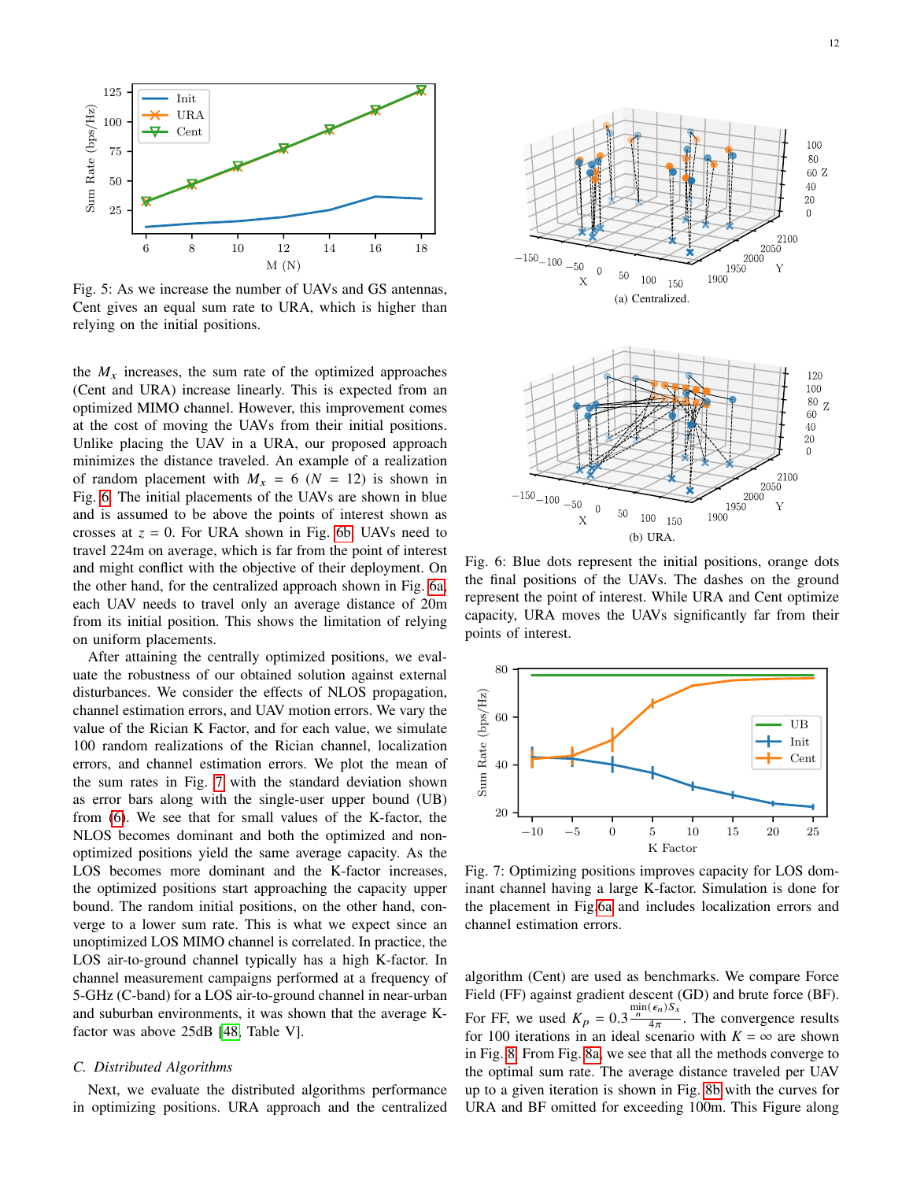Fig. 5: As we increase the number of UAVs and GS antennas, Cent gives an equal sum rate to URA, which is higher than relying on the initial positions.

the $M_x$ increases, the sum rate of the optimized approaches (Cent and URA) increase linearly. This is expected from an optimized MIMO channel. However, this improvement comes at the cost of moving the UAVs from their initial positions. Unlike placing the UAV in a URA, our proposed approach minimizes the distance traveled. An example of a realization of random placement with $M_x = 6$ ($N = 12$) is shown in Fig. 6. The initial placements of the UAVs are shown in blue and is assumed to be above the points of interest shown as crosses at $z = 0$. For URA shown in Fig. 6b, UAVs need to travel 224m on average, which is far from the point of interest and might conflict with the objective of their deployment. On the other hand, for the centralized approach shown in Fig. 6a, each UAV needs to travel only an average distance of 20m from its initial position. This shows the limitation of relying on uniform placements.

After attaining the centrally optimized positions, we evaluate the robustness of our obtained solution against external disturbances. We consider the effects of NLOS propagation, channel estimation errors, and UAV motion errors. We vary the value of the Rician K Factor, and for each value, we simulate 100 random realizations of the Rician channel, localization errors, and channel estimation errors. We plot the mean of the sum rates in Fig. 7 with the standard deviation shown as error bars along with the single-user upper bound (UB) from (6). We see that for small values of the K-factor, the NLOS becomes dominant and both the optimized and non-optimized positions yield the same average capacity. As the LOS becomes more dominant and the K-factor increases, the optimized positions start approaching the capacity upper bound. The random initial positions, on the other hand, converge to a lower sum rate. This is what we expect since an unoptimized LOS MIMO channel is correlated. In practice, the LOS air-to-ground channel typically has a high K-factor. In channel measurement campaigns performed at a frequency of 5-GHz (C-band) for a LOS air-to-ground channel in near-urban and suburban environments, it was shown that the average K-factor was above 25dB [48, Table V].

### C. Distributed Algorithms

Next, we evaluate the distributed algorithms performance in optimizing positions. URA approach and the centralized algorithm (Cent) are used as benchmarks. We compare Force Field (FF) against gradient descent (GD) and brute force (BF). For FF, we used $K_p = 0.3\frac{\frac{\min(\epsilon_n)}{n}S_x}{4\pi}$. The convergence results for 100 iterations in an ideal scenario with $K = \infty$ are shown in Fig. 8. From Fig. 8a, we see that all the methods converge to the optimal sum rate. The average distance traveled per UAV up to a given iteration is shown in Fig. 8b with the curves for URA and BF omitted for exceeding 100m. This Figure along

(a) Centralized.

(b) URA.

Fig. 6: Blue dots represent the initial positions, orange dots the final positions of the UAVs. The dashes on the ground represent the point of interest. While URA and Cent optimize capacity, URA moves the UAVs significantly far from their points of interest.

Fig. 7: Optimizing positions improves capacity for LOS dominant channel having a large K-factor. Simulation is done for the placement in Fig 6a and includes localization errors and channel estimation errors.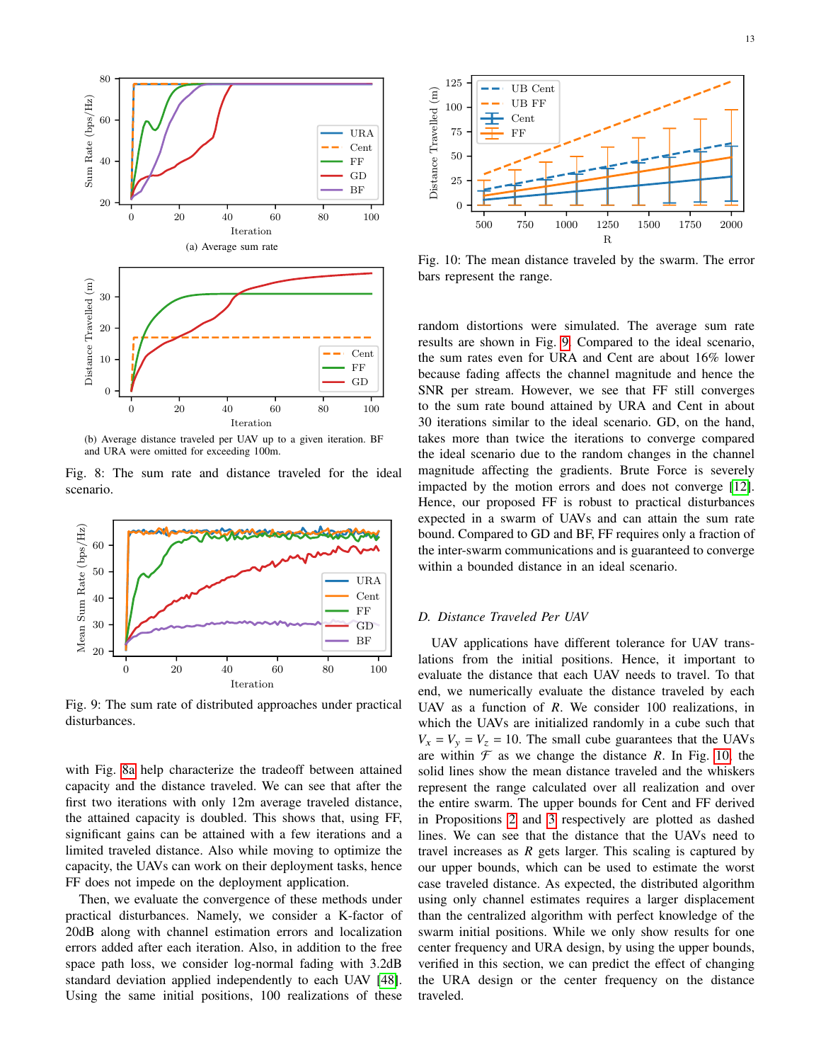(a) Average sum rate

(b) Average distance traveled per UAV up to a given iteration. BF and URA were omitted for exceeding 100m.

Fig. 8: The sum rate and distance traveled for the ideal scenario.

Fig. 9: The sum rate of distributed approaches under practical disturbances.

with Fig. 8a help characterize the tradeoff between attained capacity and the distance traveled. We can see that after the first two iterations with only 12m average traveled distance, the attained capacity is doubled. This shows that, using FF, significant gains can be attained with a few iterations and a limited traveled distance. Also while moving to optimize the capacity, the UAVs can work on their deployment tasks, hence FF does not impede on the deployment application.

Then, we evaluate the convergence of these methods under practical disturbances. Namely, we consider a K-factor of 20dB along with channel estimation errors and localization errors added after each iteration. Also, in addition to the free space path loss, we consider log-normal fading with 3.2dB standard deviation applied independently to each UAV [48]. Using the same initial positions, 100 realizations of these random distortions were simulated. The average sum rate results are shown in Fig. 9. Compared to the ideal scenario, the sum rates even for URA and Cent are about 16% lower because fading affects the channel magnitude and hence the SNR per stream. However, we see that FF still converges to the sum rate bound attained by URA and Cent in about 30 iterations similar to the ideal scenario. GD, on the hand, takes more than twice the iterations to converge compared the ideal scenario due to the random changes in the channel magnitude affecting the gradients. Brute Force is severely impacted by the motion errors and does not converge [12]. Hence, our proposed FF is robust to practical disturbances expected in a swarm of UAVs and can attain the sum rate bound. Compared to GD and BF, FF requires only a fraction of the inter-swarm communications and is guaranteed to converge within a bounded distance in an ideal scenario.

Fig. 10: The mean distance traveled by the swarm. The error bars represent the range.

### D. Distance Traveled Per UAV

UAV applications have different tolerance for UAV translations from the initial positions. Hence, it important to evaluate the distance that each UAV needs to travel. To that end, we numerically evaluate the distance traveled by each UAV as a function of $R$. We consider 100 realizations, in which the UAVs are initialized randomly in a cube such that $V_x = V_y = V_z = 10$. The small cube guarantees that the UAVs are within $\mathcal{F}$ as we change the distance $R$. In Fig. 10, the solid lines show the mean distance traveled and the whiskers represent the range calculated over all realization and over the entire swarm. The upper bounds for Cent and FF derived in Propositions 2 and 3 respectively are plotted as dashed lines. We can see that the distance that the UAVs need to travel increases as $R$ gets larger. This scaling is captured by our upper bounds, which can be used to estimate the worst case traveled distance. As expected, the distributed algorithm using only channel estimates requires a larger displacement than the centralized algorithm with perfect knowledge of the swarm initial positions. While we only show results for one center frequency and URA design, by using the upper bounds, verified in this section, we can predict the effect of changing the URA design or the center frequency on the distance traveled.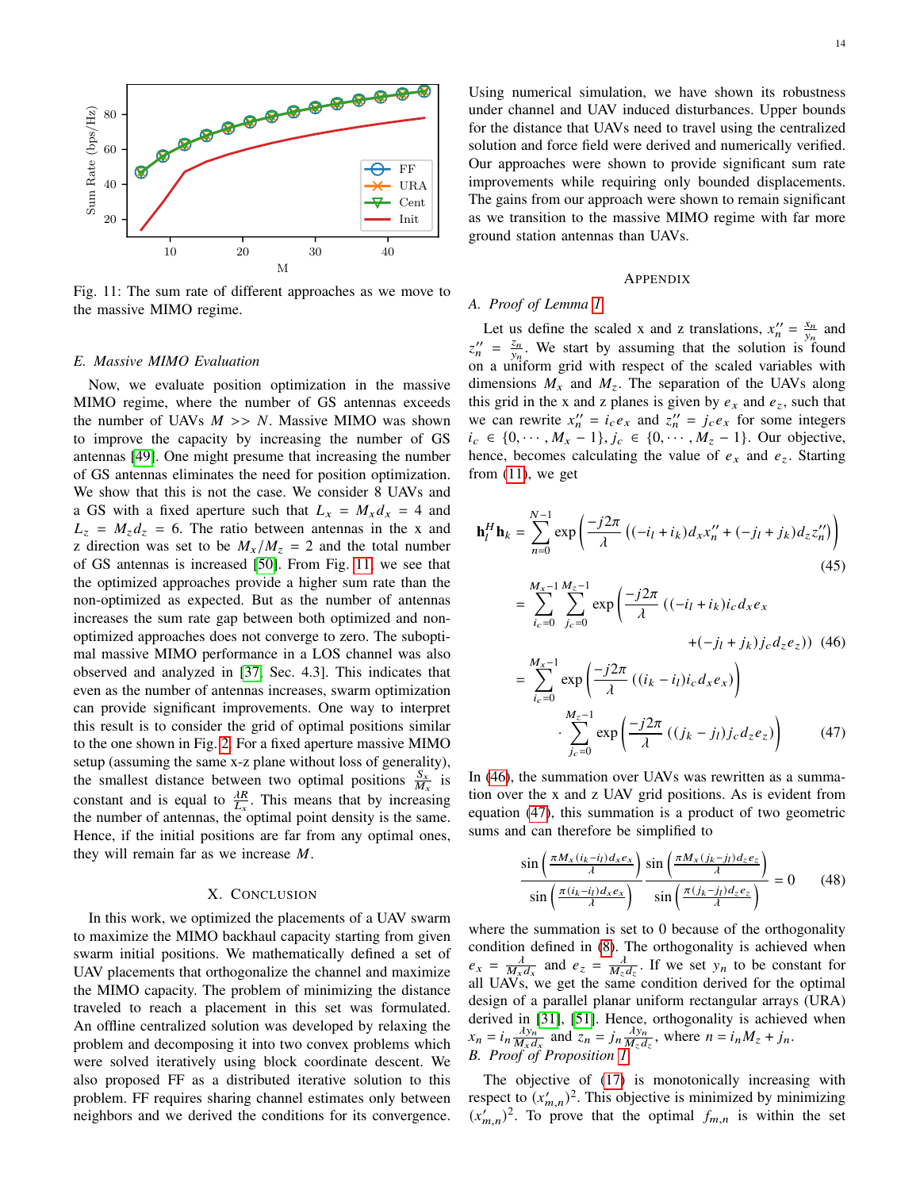Fig. 11: The sum rate of different approaches as we move to the massive MIMO regime.

### E. Massive MIMO Evaluation

Now, we evaluate position optimization in the massive MIMO regime, where the number of GS antennas exceeds the number of UAVs $M >> N$. Massive MIMO was shown to improve the capacity by increasing the number of GS antennas [49]. One might presume that increasing the number of GS antennas eliminates the need for position optimization. We show that this is not the case. We consider 8 UAVs and a GS with a fixed aperture such that $L_x = M_x d_x = 4$ and $L_z = M_z d_z = 6$. The ratio between antennas in the x and z direction was set to be $M_x/M_z = 2$ and the total number of GS antennas is increased [50]. From Fig. 11, we see that the optimized approaches provide a higher sum rate than the non-optimized as expected. But as the number of antennas increases the sum rate gap between both optimized and non-optimized approaches does not converge to zero. The suboptimal massive MIMO performance in a LOS channel was also observed and analyzed in [37, Sec. 4.3]. This indicates that even as the number of antennas increases, swarm optimization can provide significant improvements. One way to interpret this result is to consider the grid of optimal positions similar to the one shown in Fig. 2. For a fixed aperture massive MIMO setup (assuming the same x-z plane without loss of generality), the smallest distance between two optimal positions $\frac{S_x}{M_x}$ is constant and is equal to $\frac{\lambda R}{L_x}$. This means that by increasing the number of antennas, the optimal point density is the same. Hence, if the initial positions are far from any optimal ones, they will remain far as we increase $M$.

## X. Conclusion

In this work, we optimized the placements of a UAV swarm to maximize the MIMO backhaul capacity starting from given swarm initial positions. We mathematically defined a set of UAV placements that orthogonalize the channel and maximize the MIMO capacity. The problem of minimizing the distance traveled to reach a placement in this set was formulated. An offline centralized solution was developed by relaxing the problem and decomposing it into two convex problems which were solved iteratively using block coordinate descent. We also proposed FF as a distributed iterative solution to this problem. FF requires sharing channel estimates only between neighbors and we derived the conditions for its convergence. Using numerical simulation, we have shown its robustness under channel and UAV induced disturbances. Upper bounds for the distance that UAVs need to travel using the centralized solution and force field were derived and numerically verified. Our approaches were shown to provide significant sum rate improvements while requiring only bounded displacements. The gains from our approach were shown to remain significant as we transition to the massive MIMO regime with far more ground station antennas than UAVs.

## Appendix

### A. Proof of Lemma 1

Let us define the scaled x and z translations, $x''_n = \frac{x_n}{y_n}$ and $z''_n = \frac{z_n}{y_n}$. We start by assuming that the solution is found on a uniform grid with respect of the scaled variables with dimensions $M_x$ and $M_z$. The separation of the UAVs along this grid in the x and z planes is given by $e_x$ and $e_z$, such that we can rewrite $x''_n = i_c e_x$ and $z''_n = j_c e_x$ for some integers $i_c \in \{0, \cdots, M_x - 1\}, j_c \in \{0, \cdots, M_z - 1\}$. Our objective, hence, becomes calculating the value of $e_x$ and $e_z$. Starting from (11), we get

$$\mathbf{h}_l^H \mathbf{h}_k = \sum_{n=0}^{N-1} \exp\left(\frac{-j2\pi}{\lambda}\left((-i_l + i_k)d_x x''_n + (-j_l + j_k)d_z z''_n\right)\right) \tag{45}$$

$$= \sum_{i_c=0}^{M_x-1} \sum_{j_c=0}^{M_z-1} \exp\left(\frac{-j2\pi}{\lambda}\left((-i_l + i_k)i_c d_x e_x + (-j_l + j_k)j_c d_z e_z\right)\right) \tag{46}$$

$$= \sum_{i_c=0}^{M_x-1} \exp\left(\frac{-j2\pi}{\lambda}\left((i_k - i_l)i_c d_x e_x\right)\right) \cdot \sum_{j_c=0}^{M_z-1} \exp\left(\frac{-j2\pi}{\lambda}\left((j_k - j_l)j_c d_z e_z\right)\right) \tag{47}$$

In (46), the summation over UAVs was rewritten as a summation over the x and z UAV grid positions. As is evident from equation (47), this summation is a product of two geometric sums and can therefore be simplified to

$$\frac{\sin\left(\frac{\pi M_x (i_k - i_l) d_x e_x}{\lambda}\right)}{\sin\left(\frac{\pi (i_k - i_l) d_x e_x}{\lambda}\right)} \frac{\sin\left(\frac{\pi M_x (j_k - j_l) d_z e_z}{\lambda}\right)}{\sin\left(\frac{\pi (j_k - j_l) d_z e_z}{\lambda}\right)} = 0 \tag{48}$$

where the summation is set to 0 because of the orthogonality condition defined in (8). The orthogonality is achieved when $e_x = \frac{\lambda}{M_x d_x}$ and $e_z = \frac{\lambda}{M_z d_z}$. If we set $y_n$ to be constant for all UAVs, we get the same condition derived for the optimal design of a parallel planar uniform rectangular arrays (URA) derived in [31], [51]. Hence, orthogonality is achieved when $x_n = i_n \frac{\lambda y_n}{M_x d_x}$ and $z_n = j_n \frac{\lambda y_n}{M_z d_z}$, where $n = i_n M_z + j_n$.

### B. Proof of Proposition 7

The objective of (17) is monotonically increasing with respect to $(x'_{m,n})^2$. This objective is minimized by minimizing $(x'_{m,n})^2$. To prove that the optimal $f_{m,n}$ is within the set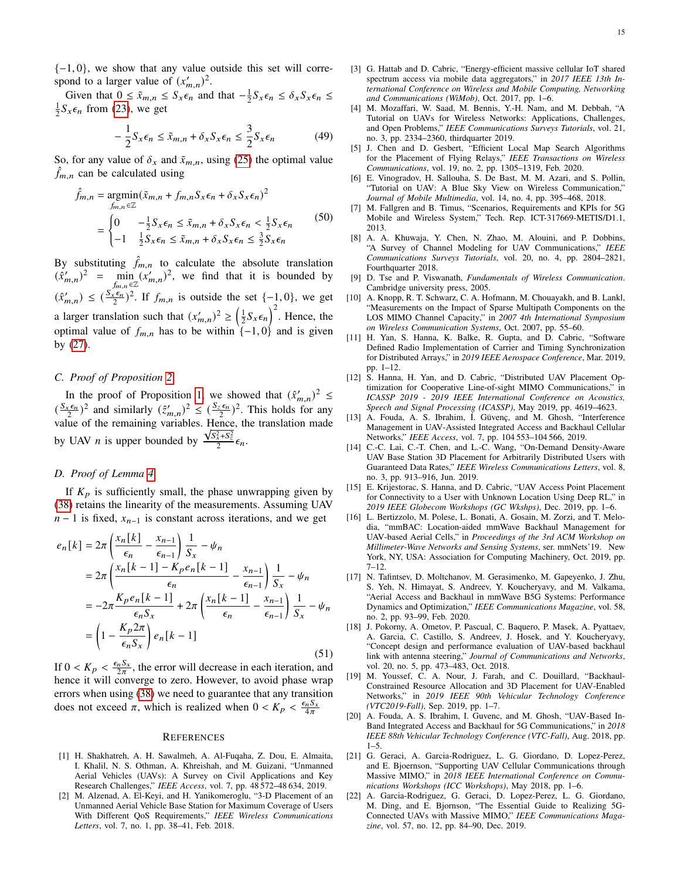$\{-1, 0\}$, we show that any value outside this set will correspond to a larger value of $(x'_{m,n})^2$.

Given that $0 \leq \tilde{x}_{m,n} \leq S_x\epsilon_n$ and that $-\frac{1}{2}S_x\epsilon_n \leq \delta_x S_x \epsilon_n \leq \frac{1}{2}S_x\epsilon_n$ from (23), we get

$$-\frac{1}{2}S_x\epsilon_n \leq \tilde{x}_{m,n} + \delta_x S_x \epsilon_n \leq \frac{3}{2}S_x\epsilon_n \tag{49}$$

So, for any value of $\delta_x$ and $\tilde{x}_{m,n}$, using (25) the optimal value $\hat{f}_{m,n}$ can be calculated using

$$\begin{aligned}\hat{f}_{m,n} &= \underset{f_{m,n}\in\mathbb{Z}}{\operatorname{argmin}} (\tilde{x}_{m,n} + f_{m,n}S_x\epsilon_n + \delta_x S_x \epsilon_n)^2 \\ &= \begin{cases} 0 & -\frac{1}{2}S_x\epsilon_n \leq \tilde{x}_{m,n} + \delta_x S_x \epsilon_n < \frac{1}{2}S_x\epsilon_n \\ -1 & \frac{1}{2}S_x\epsilon_n \leq \tilde{x}_{m,n} + \delta_x S_x \epsilon_n \leq \frac{3}{2}S_x\epsilon_n \end{cases}\end{aligned} \tag{50}$$

By substituting $\hat{f}_{m,n}$ to calculate the absolute translation $(\hat{x}'_{m,n})^2 = \min_{f_{m,n}\in\mathbb{Z}} (x'_{m,n})^2$, we find that it is bounded by $(\hat{x}'_{m,n}) \leq (\frac{S_x\epsilon_n}{2})^2$. If $f_{m,n}$ is outside the set $\{-1, 0\}$, we get a larger translation such that $(x'_{m,n})^2 \geq \left(\frac{1}{2}S_x\epsilon_n\right)^2$. Hence, the optimal value of $f_{m,n}$ has to be within $\{-1, 0\}$ and is given by (27).

### C. Proof of Proposition 2

In the proof of Proposition 1, we showed that $(\hat{x}'_{m,n})^2 \leq (\frac{S_x\epsilon_n}{2})^2$ and similarly $(\hat{z}'_{m,n})^2 \leq (\frac{S_z\epsilon_n}{2})^2$. This holds for any value of the remaining variables. Hence, the translation made by UAV $n$ is upper bounded by $\frac{\sqrt{S_x^2+S_z^2}}{2}\epsilon_n$.

### D. Proof of Lemma 4

If $K_p$ is sufficiently small, the phase unwrapping given by (38) retains the linearity of the measurements. Assuming UAV $n-1$ is fixed, $x_{n-1}$ is constant across iterations, and we get

$$\begin{aligned} e_n[k] &= 2\pi\left(\frac{x_n[k]}{\epsilon_n} - \frac{x_{n-1}}{\epsilon_{n-1}}\right)\frac{1}{S_x} - \psi_n \\ &= 2\pi\left(\frac{x_n[k-1] - K_p e_n[k-1]}{\epsilon_n} - \frac{x_{n-1}}{\epsilon_{n-1}}\right)\frac{1}{S_x} - \psi_n \\ &= -2\pi\frac{K_p e_n[k-1]}{\epsilon_n S_x} + 2\pi\left(\frac{x_n[k-1]}{\epsilon_n} - \frac{x_{n-1}}{\epsilon_{n-1}}\right)\frac{1}{S_x} - \psi_n \\ &= \left(1 - \frac{K_p 2\pi}{\epsilon_n S_x}\right)e_n[k-1] \end{aligned} \tag{51}$$

If $0 < K_p < \frac{\epsilon_n S_x}{2\pi}$, the error will decrease in each iteration, and hence it will converge to zero. However, to avoid phase wrap errors when using (38) we need to guarantee that any transition does not exceed $\pi$, which is realized when $0 < K_p < \frac{\epsilon_n S_x}{4\pi}$

## References

[1] H. Shakhatreh, A. H. Sawalmeh, A. Al-Fuqaha, Z. Dou, E. Almaita, I. Khalil, N. S. Othman, A. Khreishah, and M. Guizani, "Unmanned Aerial Vehicles (UAVs): A Survey on Civil Applications and Key Research Challenges," *IEEE Access*, vol. 7, pp. 48 572–48 634, 2019.

[2] M. Alzenad, A. El-Keyi, and H. Yanikomeroglu, "3-D Placement of an Unmanned Aerial Vehicle Base Station for Maximum Coverage of Users With Different QoS Requirements," *IEEE Wireless Communications Letters*, vol. 7, no. 1, pp. 38–41, Feb. 2018.

[3] G. Hattab and D. Cabric, "Energy-efficient massive cellular IoT shared spectrum access via mobile data aggregators," in *2017 IEEE 13th International Conference on Wireless and Mobile Computing, Networking and Communications (WiMob)*, Oct. 2017, pp. 1–6.

[4] M. Mozaffari, W. Saad, M. Bennis, Y.-H. Nam, and M. Debbah, "A Tutorial on UAVs for Wireless Networks: Applications, Challenges, and Open Problems," *IEEE Communications Surveys Tutorials*, vol. 21, no. 3, pp. 2334–2360, thirdquarter 2019.

[5] J. Chen and D. Gesbert, "Efficient Local Map Search Algorithms for the Placement of Flying Relays," *IEEE Transactions on Wireless Communications*, vol. 19, no. 2, pp. 1305–1319, Feb. 2020.

[6] E. Vinogradov, H. Sallouha, S. De Bast, M. M. Azari, and S. Pollin, "Tutorial on UAV: A Blue Sky View on Wireless Communication," *Journal of Mobile Multimedia*, vol. 14, no. 4, pp. 395–468, 2018.

[7] M. Fallgren and B. Timus, "Scenarios, Requirements and KPIs for 5G Mobile and Wireless System," Tech. Rep. ICT-317669-METIS/D1.1, 2013.

[8] A. A. Khuwaja, Y. Chen, N. Zhao, M. Alouini, and P. Dobbins, "A Survey of Channel Modeling for UAV Communications," *IEEE Communications Surveys Tutorials*, vol. 20, no. 4, pp. 2804–2821, Fourthquarter 2018.

[9] D. Tse and P. Viswanath, *Fundamentals of Wireless Communication*. Cambridge university press, 2005.

[10] A. Knopp, R. T. Schwarz, C. A. Hofmann, M. Chouayakh, and B. Lankl, "Measurements on the Impact of Sparse Multipath Components on the LOS MIMO Channel Capacity," in *2007 4th International Symposium on Wireless Communication Systems*, Oct. 2007, pp. 55–60.

[11] H. Yan, S. Hanna, K. Balke, R. Gupta, and D. Cabric, "Software Defined Radio Implementation of Carrier and Timing Synchronization for Distributed Arrays," in *2019 IEEE Aerospace Conference*, Mar. 2019, pp. 1–12.

[12] S. Hanna, H. Yan, and D. Cabric, "Distributed UAV Placement Optimization for Cooperative Line-of-sight MIMO Communications," in *ICASSP 2019 - 2019 IEEE International Conference on Acoustics, Speech and Signal Processing (ICASSP)*, May 2019, pp. 4619–4623.

[13] A. Fouda, A. S. Ibrahim, İ. Güvenç, and M. Ghosh, "Interference Management in UAV-Assisted Integrated Access and Backhaul Cellular Networks," *IEEE Access*, vol. 7, pp. 104 553–104 566, 2019.

[14] C.-C. Lai, C.-T. Chen, and L.-C. Wang, "On-Demand Density-Aware UAV Base Station 3D Placement for Arbitrarily Distributed Users with Guaranteed Data Rates," *IEEE Wireless Communications Letters*, vol. 8, no. 3, pp. 913–916, Jun. 2019.

[15] E. Krijestorac, S. Hanna, and D. Cabric, "UAV Access Point Placement for Connectivity to a User with Unknown Location Using Deep RL," in *2019 IEEE Globecom Workshops (GC Wkshps)*, Dec. 2019, pp. 1–6.

[16] L. Bertizzolo, M. Polese, L. Bonati, A. Gosain, M. Zorzi, and T. Melodia, "mmBAC: Location-aided mmWave Backhaul Management for UAV-based Aerial Cells," in *Proceedings of the 3rd ACM Workshop on Millimeter-Wave Networks and Sensing Systems*, ser. mmNets'19. New York, NY, USA: Association for Computing Machinery, Oct. 2019, pp. 7–12.

[17] N. Tafintsev, D. Moltchanov, M. Gerasimenko, M. Gapeyenko, J. Zhu, S. Yeh, N. Himayat, S. Andreev, Y. Koucheryavy, and M. Valkama, "Aerial Access and Backhaul in mmWave B5G Systems: Performance Dynamics and Optimization," *IEEE Communications Magazine*, vol. 58, no. 2, pp. 93–99, Feb. 2020.

[18] J. Pokorny, A. Ometov, P. Pascual, C. Baquero, P. Masek, A. Pyattaev, A. Garcia, C. Castillo, S. Andreev, J. Hosek, and Y. Koucheryavy, "Concept design and performance evaluation of UAV-based backhaul link with antenna steering," *Journal of Communications and Networks*, vol. 20, no. 5, pp. 473–483, Oct. 2018.

[19] M. Youssef, C. A. Nour, J. Farah, and C. Douillard, "Backhaul-Constrained Resource Allocation and 3D Placement for UAV-Enabled Networks," in *2019 IEEE 90th Vehicular Technology Conference (VTC2019-Fall)*, Sep. 2019, pp. 1–7.

[20] A. Fouda, A. S. Ibrahim, I. Guvenc, and M. Ghosh, "UAV-Based In-Band Integrated Access and Backhaul for 5G Communications," in *2018 IEEE 88th Vehicular Technology Conference (VTC-Fall)*, Aug. 2018, pp. 1–5.

[21] G. Geraci, A. Garcia-Rodriguez, L. G. Giordano, D. Lopez-Perez, and E. Bjoernson, "Supporting UAV Cellular Communications through Massive MIMO," in *2018 IEEE International Conference on Communications Workshops (ICC Workshops)*, May 2018, pp. 1–6.

[22] A. Garcia-Rodriguez, G. Geraci, D. Lopez-Perez, L. G. Giordano, M. Ding, and E. Bjornson, "The Essential Guide to Realizing 5G-Connected UAVs with Massive MIMO," *IEEE Communications Magazine*, vol. 57, no. 12, pp. 84–90, Dec. 2019.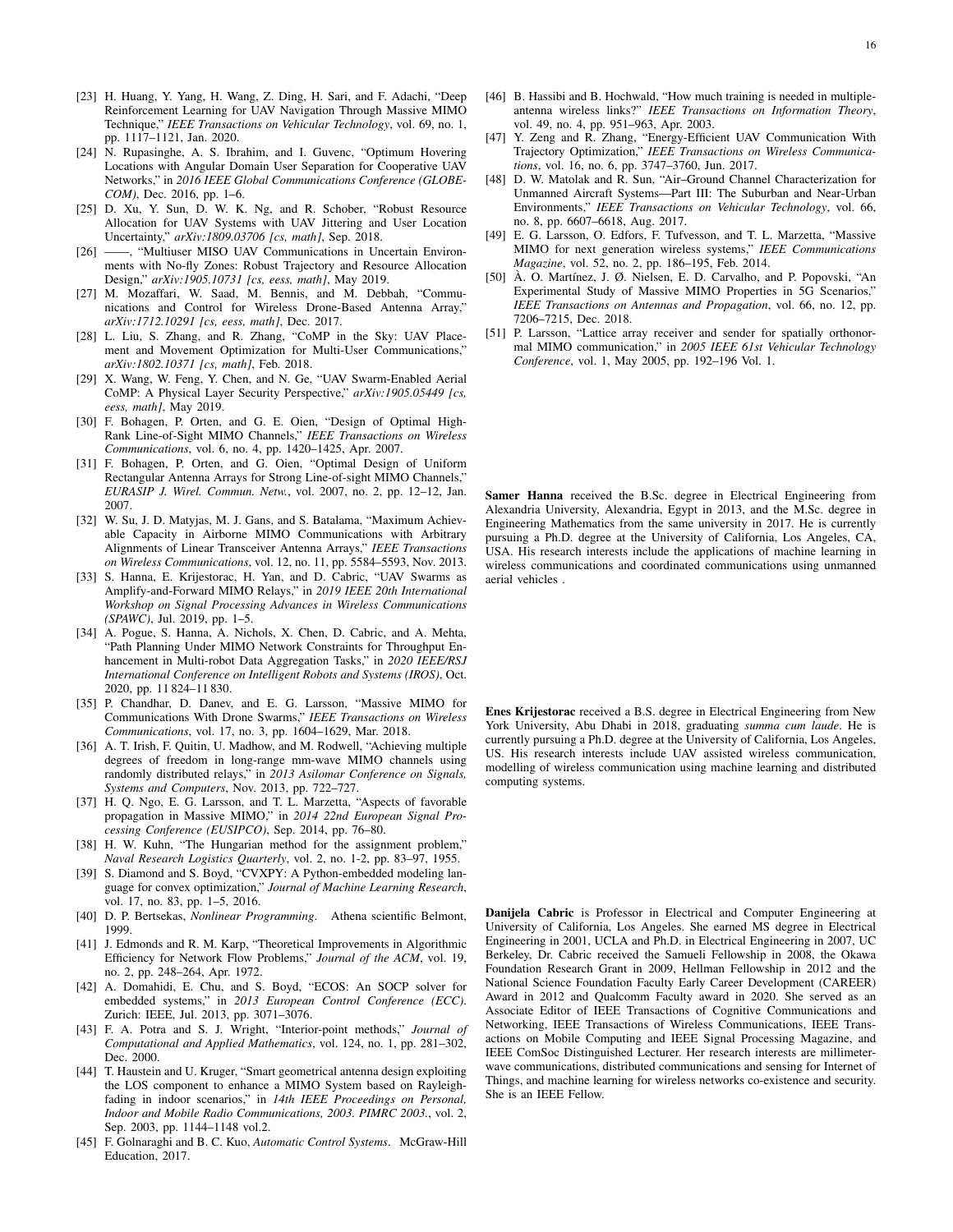[23] H. Huang, Y. Yang, H. Wang, Z. Ding, H. Sari, and F. Adachi, "Deep Reinforcement Learning for UAV Navigation Through Massive MIMO Technique," *IEEE Transactions on Vehicular Technology*, vol. 69, no. 1, pp. 1117–1121, Jan. 2020.

[24] N. Rupasinghe, A. S. Ibrahim, and I. Guvenc, "Optimum Hovering Locations with Angular Domain User Separation for Cooperative UAV Networks," in *2016 IEEE Global Communications Conference (GLOBECOM)*, Dec. 2016, pp. 1–6.

[25] D. Xu, Y. Sun, D. W. K. Ng, and R. Schober, "Robust Resource Allocation for UAV Systems with UAV Jittering and User Location Uncertainty," *arXiv:1809.03706 [cs, math]*, Sep. 2018.

[26] ——, "Multiuser MISO UAV Communications in Uncertain Environments with No-fly Zones: Robust Trajectory and Resource Allocation Design," *arXiv:1905.10731 [cs, eess, math]*, May 2019.

[27] M. Mozaffari, W. Saad, M. Bennis, and M. Debbah, "Communications and Control for Wireless Drone-Based Antenna Array," *arXiv:1712.10291 [cs, eess, math]*, Dec. 2017.

[28] L. Liu, S. Zhang, and R. Zhang, "CoMP in the Sky: UAV Placement and Movement Optimization for Multi-User Communications," *arXiv:1802.10371 [cs, math]*, Feb. 2018.

[29] X. Wang, W. Feng, Y. Chen, and N. Ge, "UAV Swarm-Enabled Aerial CoMP: A Physical Layer Security Perspective," *arXiv:1905.05449 [cs, eess, math]*, May 2019.

[30] F. Bohagen, P. Orten, and G. E. Oien, "Design of Optimal High-Rank Line-of-Sight MIMO Channels," *IEEE Transactions on Wireless Communications*, vol. 6, no. 4, pp. 1420–1425, Apr. 2007.

[31] F. Bohagen, P. Orten, and G. Oien, "Optimal Design of Uniform Rectangular Antenna Arrays for Strong Line-of-sight MIMO Channels," *EURASIP J. Wirel. Commun. Netw.*, vol. 2007, no. 2, pp. 12–12, Jan. 2007.

[32] W. Su, J. D. Matyjas, M. J. Gans, and S. Batalama, "Maximum Achievable Capacity in Airborne MIMO Communications with Arbitrary Alignments of Linear Transceiver Antenna Arrays," *IEEE Transactions on Wireless Communications*, vol. 12, no. 11, pp. 5584–5593, Nov. 2013.

[33] S. Hanna, E. Krijestorac, H. Yan, and D. Cabric, "UAV Swarms as Amplify-and-Forward MIMO Relays," in *2019 IEEE 20th International Workshop on Signal Processing Advances in Wireless Communications (SPAWC)*, Jul. 2019, pp. 1–5.

[34] A. Pogue, S. Hanna, A. Nichols, X. Chen, D. Cabric, and A. Mehta, "Path Planning Under MIMO Network Constraints for Throughput Enhancement in Multi-robot Data Aggregation Tasks," in *2020 IEEE/RSJ International Conference on Intelligent Robots and Systems (IROS)*, Oct. 2020, pp. 11 824–11 830.

[35] P. Chandhar, D. Danev, and E. G. Larsson, "Massive MIMO for Communications With Drone Swarms," *IEEE Transactions on Wireless Communications*, vol. 17, no. 3, pp. 1604–1629, Mar. 2018.

[36] A. T. Irish, F. Quitin, U. Madhow, and M. Rodwell, "Achieving multiple degrees of freedom in long-range mm-wave MIMO channels using randomly distributed relays," in *2013 Asilomar Conference on Signals, Systems and Computers*, Nov. 2013, pp. 722–727.

[37] H. Q. Ngo, E. G. Larsson, and T. L. Marzetta, "Aspects of favorable propagation in Massive MIMO," in *2014 22nd European Signal Processing Conference (EUSIPCO)*, Sep. 2014, pp. 76–80.

[38] H. W. Kuhn, "The Hungarian method for the assignment problem," *Naval Research Logistics Quarterly*, vol. 2, no. 1-2, pp. 83–97, 1955.

[39] S. Diamond and S. Boyd, "CVXPY: A Python-embedded modeling language for convex optimization," *Journal of Machine Learning Research*, vol. 17, no. 83, pp. 1–5, 2016.

[40] D. P. Bertsekas, *Nonlinear Programming*. Athena scientific Belmont, 1999.

[41] J. Edmonds and R. M. Karp, "Theoretical Improvements in Algorithmic Efficiency for Network Flow Problems," *Journal of the ACM*, vol. 19, no. 2, pp. 248–264, Apr. 1972.

[42] A. Domahidi, E. Chu, and S. Boyd, "ECOS: An SOCP solver for embedded systems," in *2013 European Control Conference (ECC)*. Zurich: IEEE, Jul. 2013, pp. 3071–3076.

[43] F. A. Potra and S. J. Wright, "Interior-point methods," *Journal of Computational and Applied Mathematics*, vol. 124, no. 1, pp. 281–302, Dec. 2000.

[44] T. Haustein and U. Kruger, "Smart geometrical antenna design exploiting the LOS component to enhance a MIMO System based on Rayleigh-fading in indoor scenarios," in *14th IEEE Proceedings on Personal, Indoor and Mobile Radio Communications, 2003. PIMRC 2003.*, vol. 2, Sep. 2003, pp. 1144–1148 vol.2.

[45] F. Golnaraghi and B. C. Kuo, *Automatic Control Systems*. McGraw-Hill Education, 2017.

[46] B. Hassibi and B. Hochwald, "How much training is needed in multiple-antenna wireless links?" *IEEE Transactions on Information Theory*, vol. 49, no. 4, pp. 951–963, Apr. 2003.

[47] Y. Zeng and R. Zhang, "Energy-Efficient UAV Communication With Trajectory Optimization," *IEEE Transactions on Wireless Communications*, vol. 16, no. 6, pp. 3747–3760, Jun. 2017.

[48] D. W. Matolak and R. Sun, "Air–Ground Channel Characterization for Unmanned Aircraft Systems—Part III: The Suburban and Near-Urban Environments," *IEEE Transactions on Vehicular Technology*, vol. 66, no. 8, pp. 6607–6618, Aug. 2017.

[49] E. G. Larsson, O. Edfors, F. Tufvesson, and T. L. Marzetta, "Massive MIMO for next generation wireless systems," *IEEE Communications Magazine*, vol. 52, no. 2, pp. 186–195, Feb. 2014.

[50] À. O. Martínez, J. Ø. Nielsen, E. D. Carvalho, and P. Popovski, "An Experimental Study of Massive MIMO Properties in 5G Scenarios," *IEEE Transactions on Antennas and Propagation*, vol. 66, no. 12, pp. 7206–7215, Dec. 2018.

[51] P. Larsson, "Lattice array receiver and sender for spatially orthonormal MIMO communication," in *2005 IEEE 61st Vehicular Technology Conference*, vol. 1, May 2005, pp. 192–196 Vol. 1.

**Samer Hanna** received the B.Sc. degree in Electrical Engineering from Alexandria University, Alexandria, Egypt in 2013, and the M.Sc. degree in Engineering Mathematics from the same university in 2017. He is currently pursuing a Ph.D. degree at the University of California, Los Angeles, CA, USA. His research interests include the applications of machine learning in wireless communications and coordinated communications using unmanned aerial vehicles .

**Enes Krijestorac** received a B.S. degree in Electrical Engineering from New York University, Abu Dhabi in 2018, graduating *summa cum laude*. He is currently pursuing a Ph.D. degree at the University of California, Los Angeles, US. His research interests include UAV assisted wireless communication, modelling of wireless communication using machine learning and distributed computing systems.

**Danijela Cabric** is Professor in Electrical and Computer Engineering at University of California, Los Angeles. She earned MS degree in Electrical Engineering in 2001, UCLA and Ph.D. in Electrical Engineering in 2007, UC Berkeley, Dr. Cabric received the Samueli Fellowship in 2008, the Okawa Foundation Research Grant in 2009, Hellman Fellowship in 2012 and the National Science Foundation Faculty Early Career Development (CAREER) Award in 2012 and Qualcomm Faculty award in 2020. She served as an Associate Editor of IEEE Transactions of Cognitive Communications and Networking, IEEE Transactions of Wireless Communications, IEEE Transactions on Mobile Computing and IEEE Signal Processing Magazine, and IEEE ComSoc Distinguished Lecturer. Her research interests are millimeter-wave communications, distributed communications and sensing for Internet of Things, and machine learning for wireless networks co-existence and security. She is an IEEE Fellow.